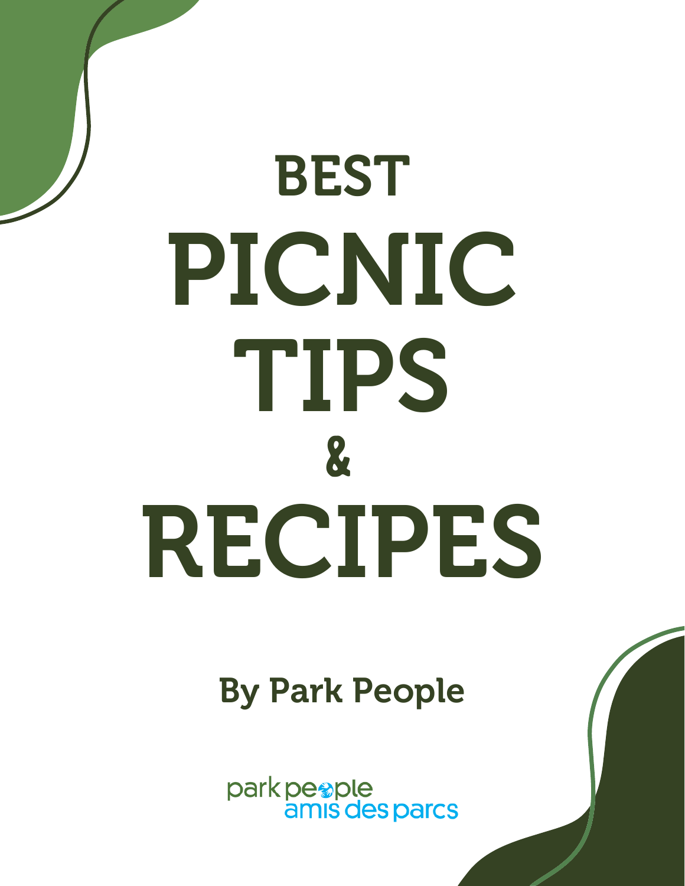# BEST PICNIC TIPS & RECIPES

By Park People

park people
amis des parcs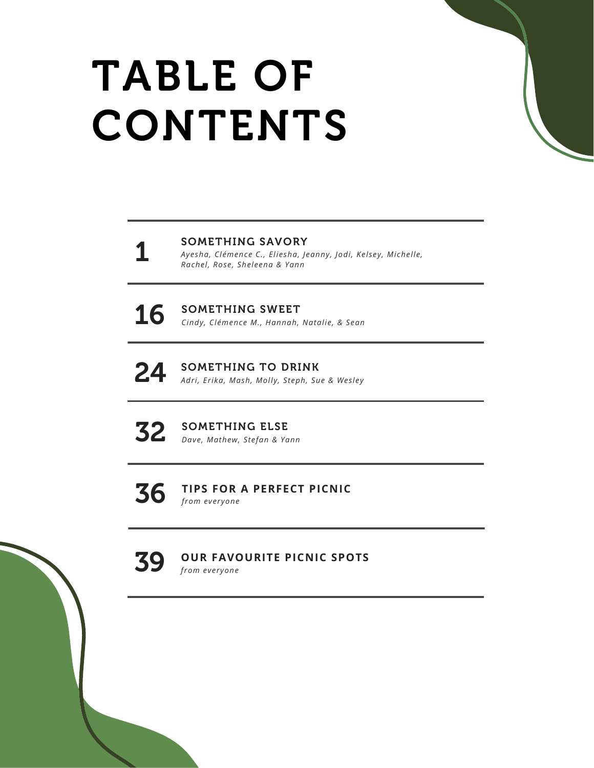# TABLE OF CONTENTS

| Page | Section |
| --- | --- |
| 1 | **SOMETHING SAVORY**<br>*Ayesha, Clémence C., Eliesha, Jeanny, Jodi, Kelsey, Michelle, Rachel, Rose, Sheleena & Yann* |
| 16 | **SOMETHING SWEET**<br>*Cindy, Clémence M., Hannah, Natalie, & Sean* |
| 24 | **SOMETHING TO DRINK**<br>*Adri, Erika, Mash, Molly, Steph, Sue & Wesley* |
| 32 | **SOMETHING ELSE**<br>*Dave, Mathew, Stefan & Yann* |
| 36 | **TIPS FOR A PERFECT PICNIC**<br>*from everyone* |
| 39 | **OUR FAVOURITE PICNIC SPOTS**<br>*from everyone* |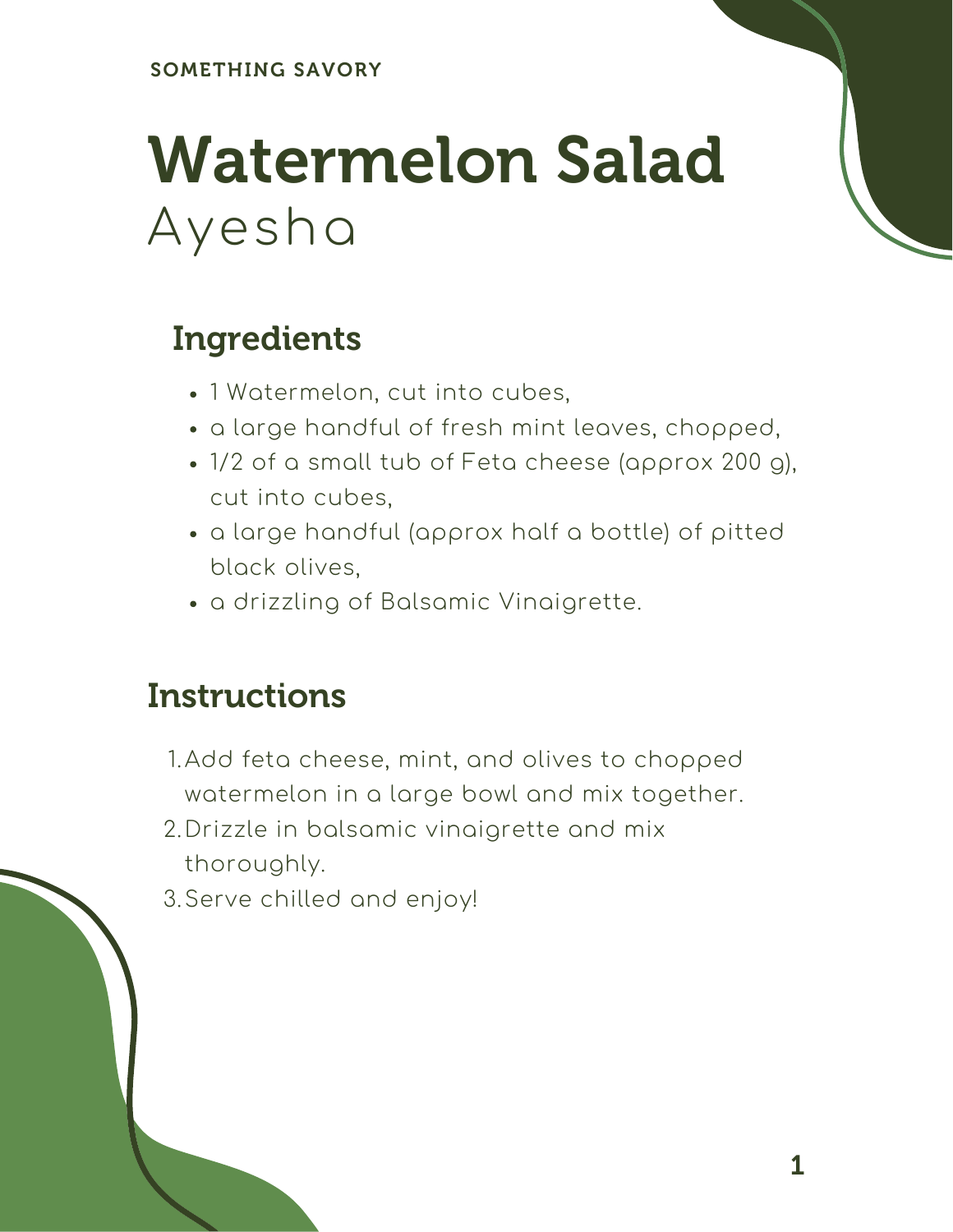SOMETHING SAVORY

# Watermelon Salad

Ayesha

## Ingredients

- 1 Watermelon, cut into cubes,
- a large handful of fresh mint leaves, chopped,
- 1/2 of a small tub of Feta cheese (approx 200 g), cut into cubes,
- a large handful (approx half a bottle) of pitted black olives,
- a drizzling of Balsamic Vinaigrette.

## Instructions

1. Add feta cheese, mint, and olives to chopped watermelon in a large bowl and mix together.
2. Drizzle in balsamic vinaigrette and mix thoroughly.
3. Serve chilled and enjoy!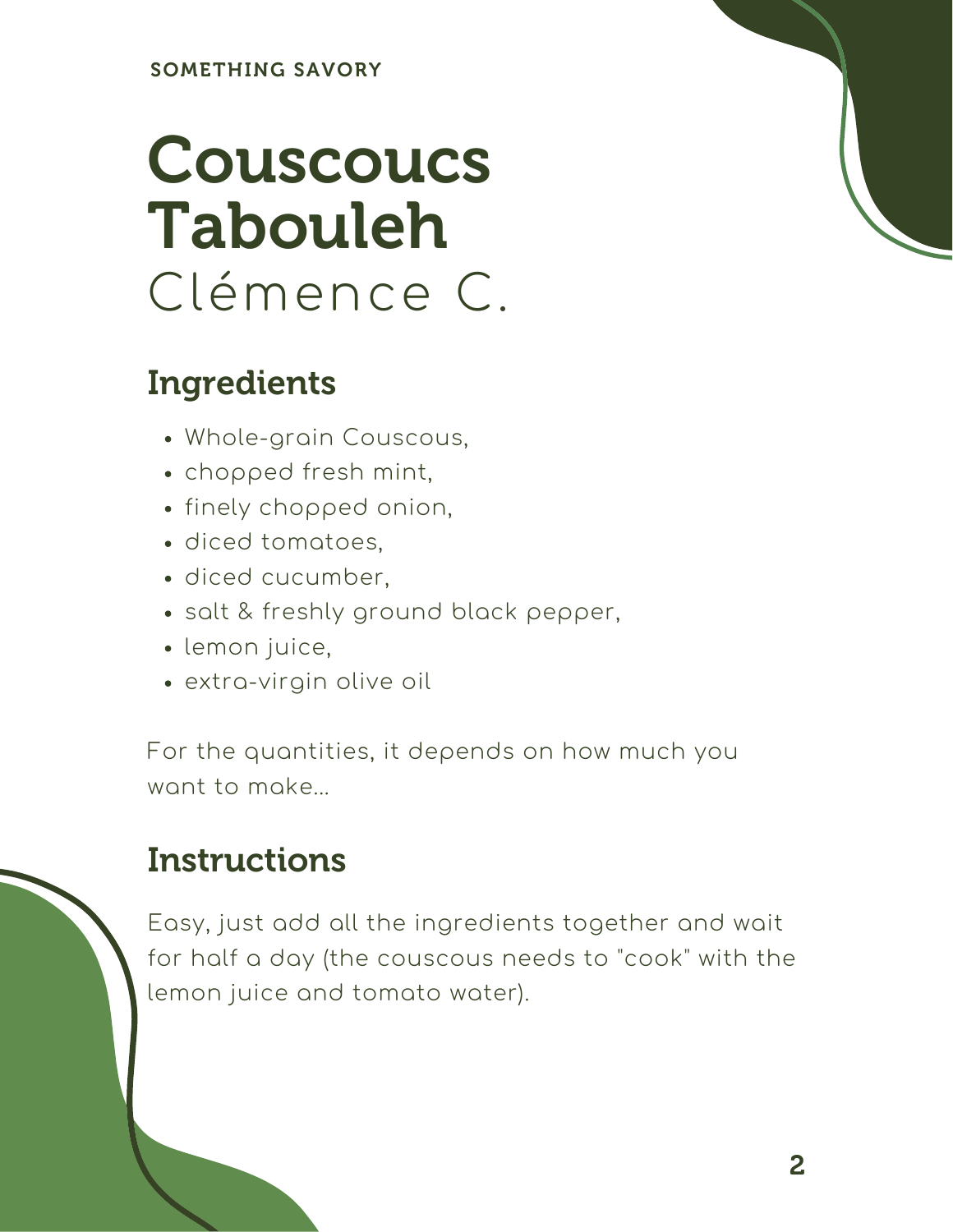SOMETHING SAVORY

# Couscoucs Tabouleh

Clémence C.

## Ingredients

- Whole-grain Couscous,
- chopped fresh mint,
- finely chopped onion,
- diced tomatoes,
- diced cucumber,
- salt & freshly ground black pepper,
- lemon juice,
- extra-virgin olive oil

For the quantities, it depends on how much you want to make...

## Instructions

Easy, just add all the ingredients together and wait for half a day (the couscous needs to "cook" with the lemon juice and tomato water).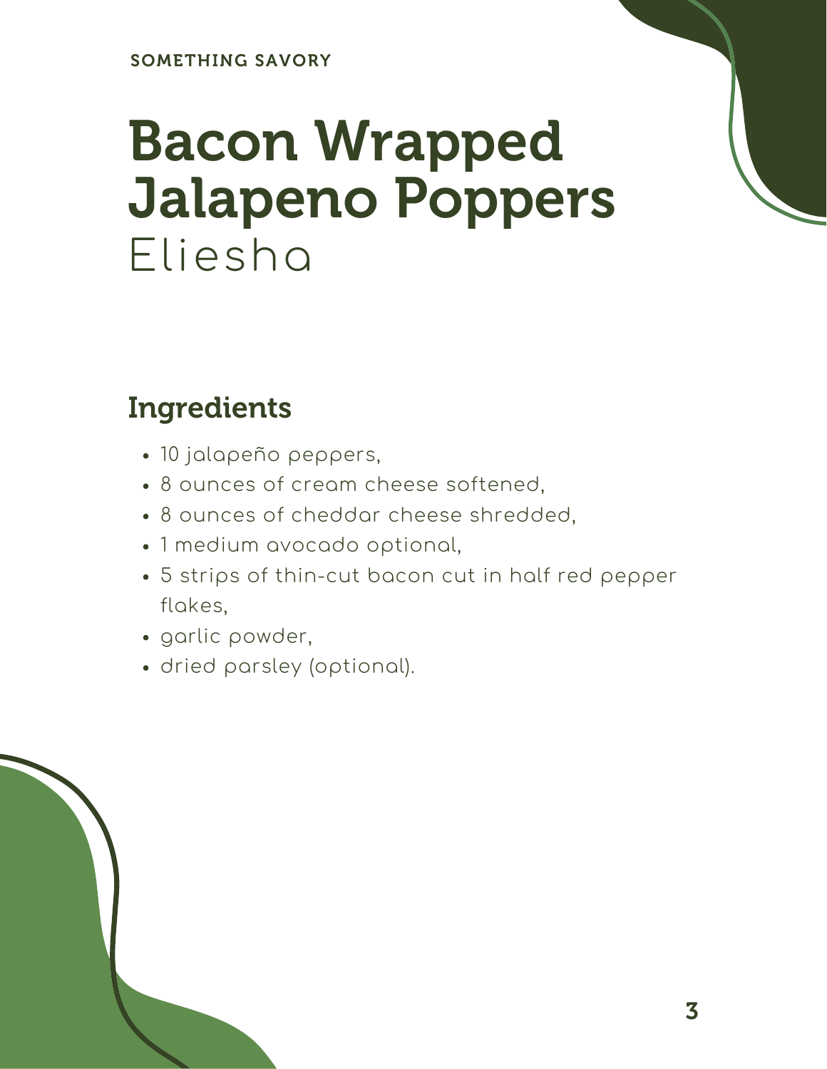SOMETHING SAVORY

# Bacon Wrapped Jalapeno Poppers

Eliesha

## Ingredients

- 10 jalapeño peppers,
- 8 ounces of cream cheese softened,
- 8 ounces of cheddar cheese shredded,
- 1 medium avocado optional,
- 5 strips of thin-cut bacon cut in half red pepper flakes,
- garlic powder,
- dried parsley (optional).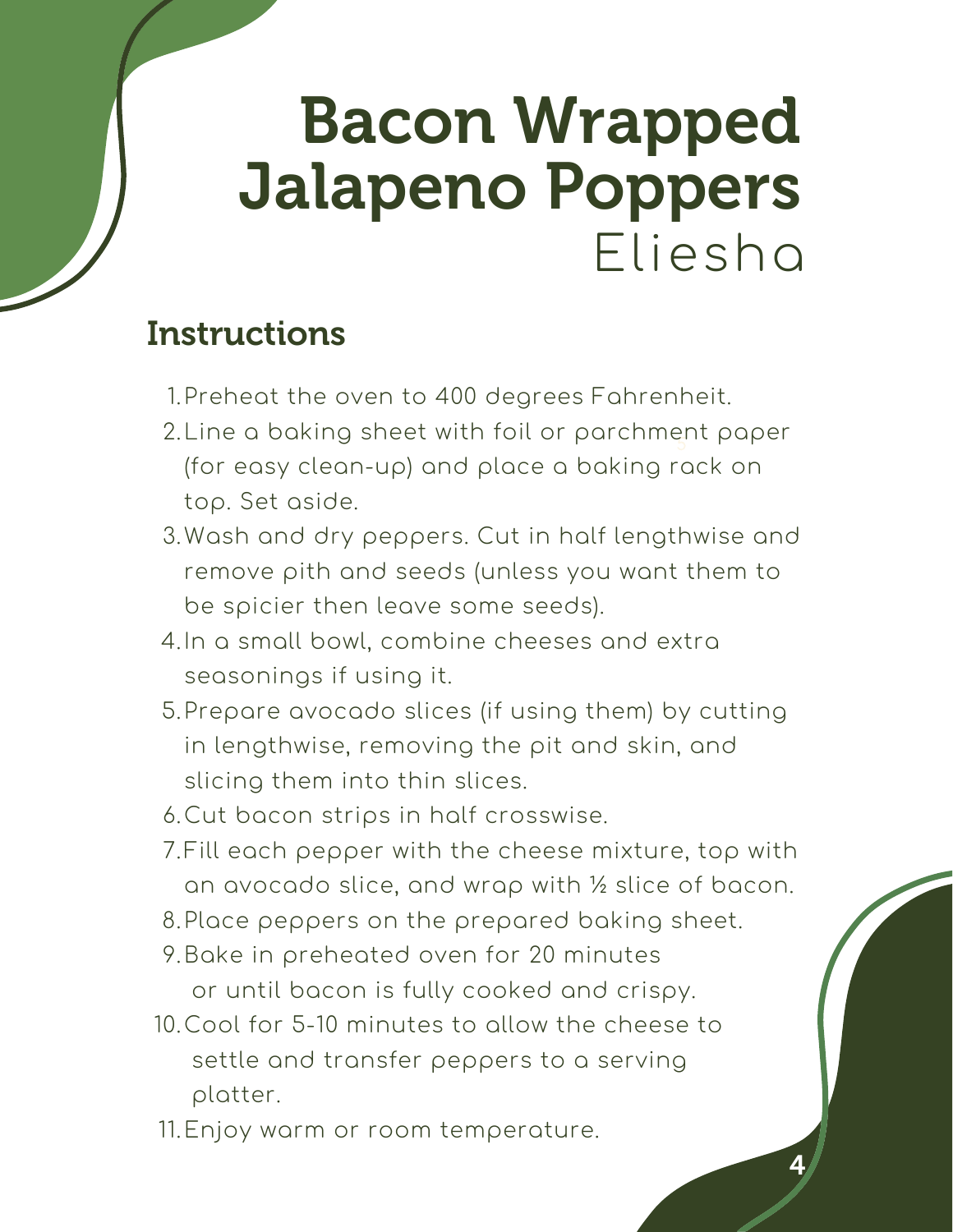# Bacon Wrapped Jalapeno Poppers

Eliesha

## Instructions

1. Preheat the oven to 400 degrees Fahrenheit.
2. Line a baking sheet with foil or parchment paper (for easy clean-up) and place a baking rack on top. Set aside.
3. Wash and dry peppers. Cut in half lengthwise and remove pith and seeds (unless you want them to be spicier then leave some seeds).
4. In a small bowl, combine cheeses and extra seasonings if using it.
5. Prepare avocado slices (if using them) by cutting in lengthwise, removing the pit and skin, and slicing them into thin slices.
6. Cut bacon strips in half crosswise.
7. Fill each pepper with the cheese mixture, top with an avocado slice, and wrap with ½ slice of bacon.
8. Place peppers on the prepared baking sheet.
9. Bake in preheated oven for 20 minutes or until bacon is fully cooked and crispy.
10. Cool for 5-10 minutes to allow the cheese to settle and transfer peppers to a serving platter.
11. Enjoy warm or room temperature.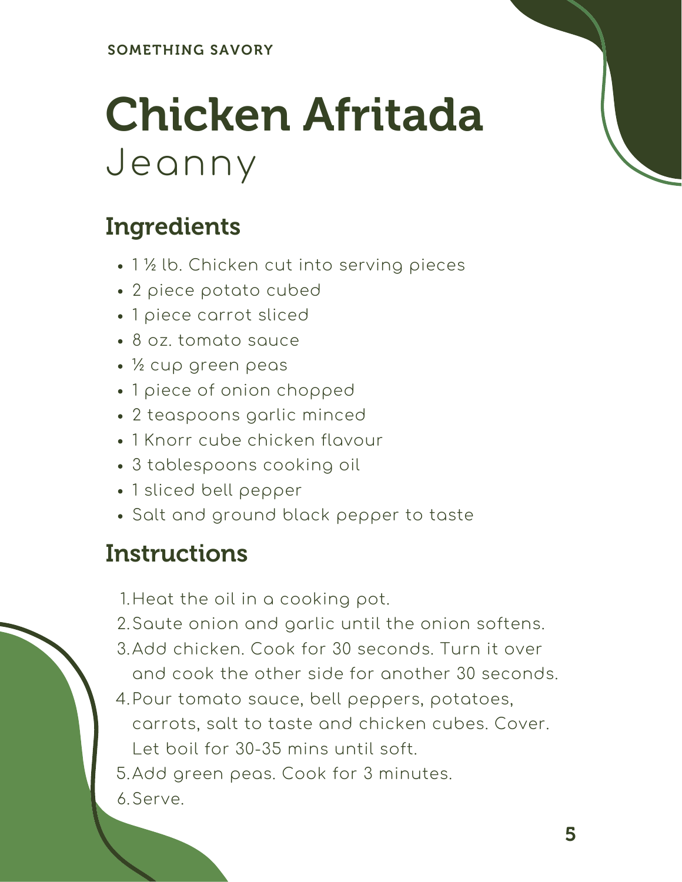SOMETHING SAVORY

# Chicken Afritada

Jeanny

## Ingredients

- 1 ½ lb. Chicken cut into serving pieces
- 2 piece potato cubed
- 1 piece carrot sliced
- 8 oz. tomato sauce
- ½ cup green peas
- 1 piece of onion chopped
- 2 teaspoons garlic minced
- 1 Knorr cube chicken flavour
- 3 tablespoons cooking oil
- 1 sliced bell pepper
- Salt and ground black pepper to taste

## Instructions

1. Heat the oil in a cooking pot.
2. Saute onion and garlic until the onion softens.
3. Add chicken. Cook for 30 seconds. Turn it over and cook the other side for another 30 seconds.
4. Pour tomato sauce, bell peppers, potatoes, carrots, salt to taste and chicken cubes. Cover. Let boil for 30-35 mins until soft.
5. Add green peas. Cook for 3 minutes.
6. Serve.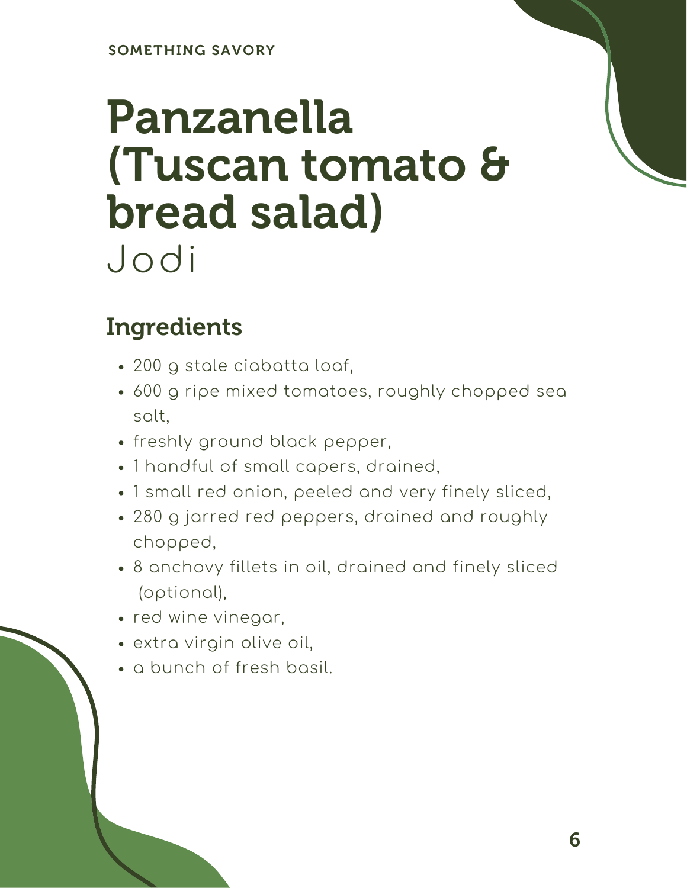SOMETHING SAVORY

# Panzanella (Tuscan tomato & bread salad)

Jodi

## Ingredients

- 200 g stale ciabatta loaf,
- 600 g ripe mixed tomatoes, roughly chopped sea salt,
- freshly ground black pepper,
- 1 handful of small capers, drained,
- 1 small red onion, peeled and very finely sliced,
- 280 g jarred red peppers, drained and roughly chopped,
- 8 anchovy fillets in oil, drained and finely sliced (optional),
- red wine vinegar,
- extra virgin olive oil,
- a bunch of fresh basil.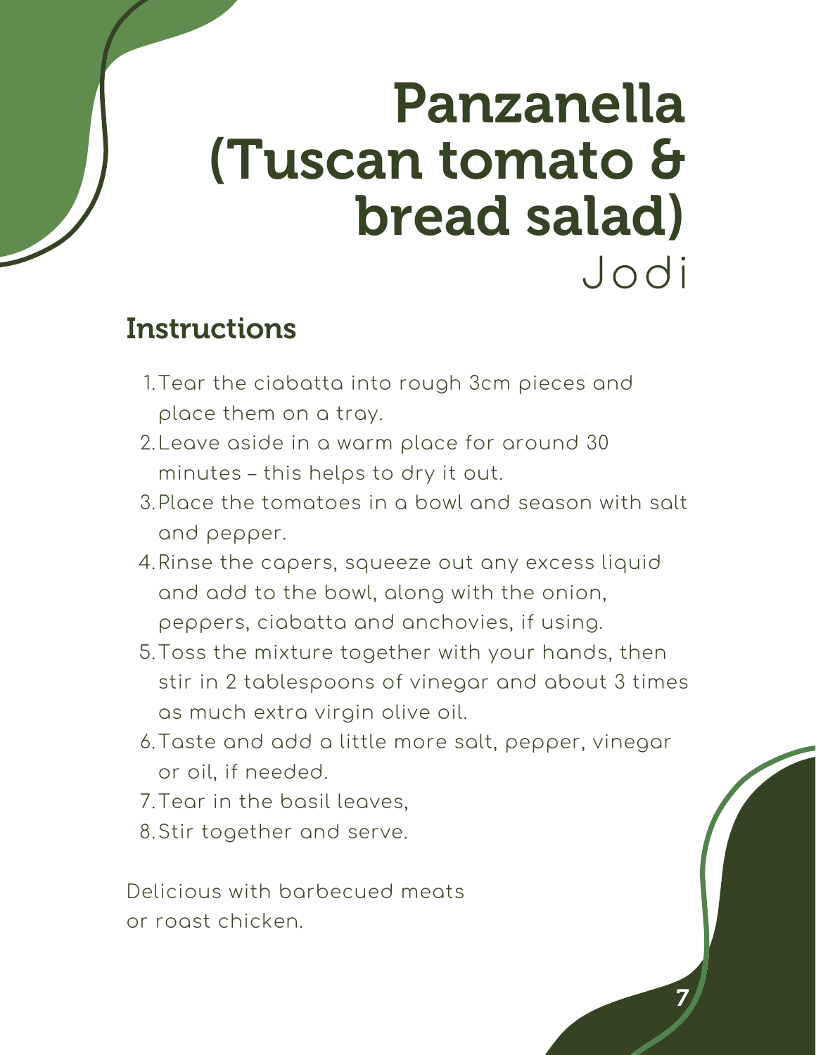# Panzanella (Tuscan tomato & bread salad)

Jodi

## Instructions

1. Tear the ciabatta into rough 3cm pieces and place them on a tray.
2. Leave aside in a warm place for around 30 minutes – this helps to dry it out.
3. Place the tomatoes in a bowl and season with salt and pepper.
4. Rinse the capers, squeeze out any excess liquid and add to the bowl, along with the onion, peppers, ciabatta and anchovies, if using.
5. Toss the mixture together with your hands, then stir in 2 tablespoons of vinegar and about 3 times as much extra virgin olive oil.
6. Taste and add a little more salt, pepper, vinegar or oil, if needed.
7. Tear in the basil leaves,
8. Stir together and serve.

Delicious with barbecued meats or roast chicken.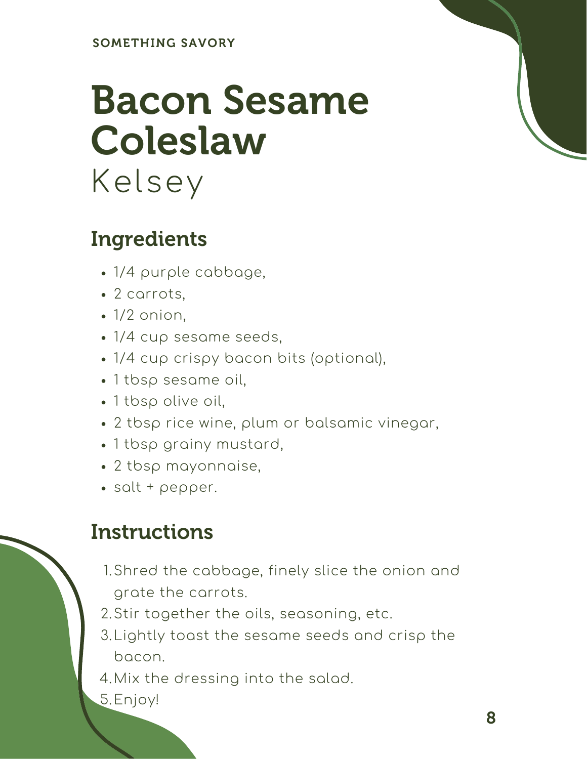SOMETHING SAVORY

# Bacon Sesame Coleslaw

Kelsey

## Ingredients

- 1/4 purple cabbage,
- 2 carrots,
- 1/2 onion,
- 1/4 cup sesame seeds,
- 1/4 cup crispy bacon bits (optional),
- 1 tbsp sesame oil,
- 1 tbsp olive oil,
- 2 tbsp rice wine, plum or balsamic vinegar,
- 1 tbsp grainy mustard,
- 2 tbsp mayonnaise,
- salt + pepper.

## Instructions

1. Shred the cabbage, finely slice the onion and grate the carrots.
2. Stir together the oils, seasoning, etc.
3. Lightly toast the sesame seeds and crisp the bacon.
4. Mix the dressing into the salad.
5. Enjoy!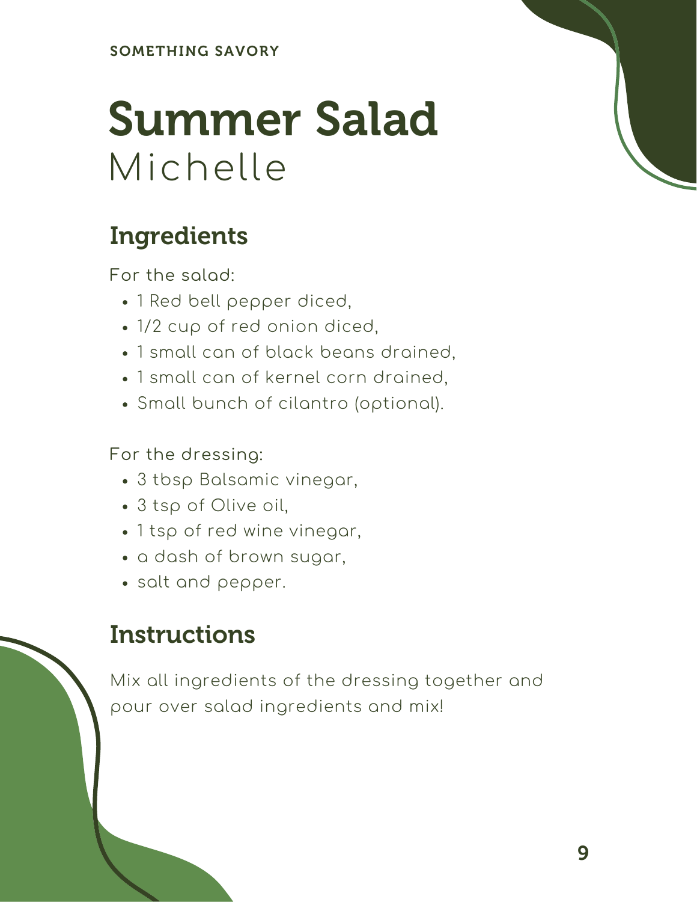**SOMETHING SAVORY**

# Summer Salad

Michelle

## Ingredients

For the salad:

- 1 Red bell pepper diced,
- 1/2 cup of red onion diced,
- 1 small can of black beans drained,
- 1 small can of kernel corn drained,
- Small bunch of cilantro (optional).

For the dressing:

- 3 tbsp Balsamic vinegar,
- 3 tsp of Olive oil,
- 1 tsp of red wine vinegar,
- a dash of brown sugar,
- salt and pepper.

## Instructions

Mix all ingredients of the dressing together and pour over salad ingredients and mix!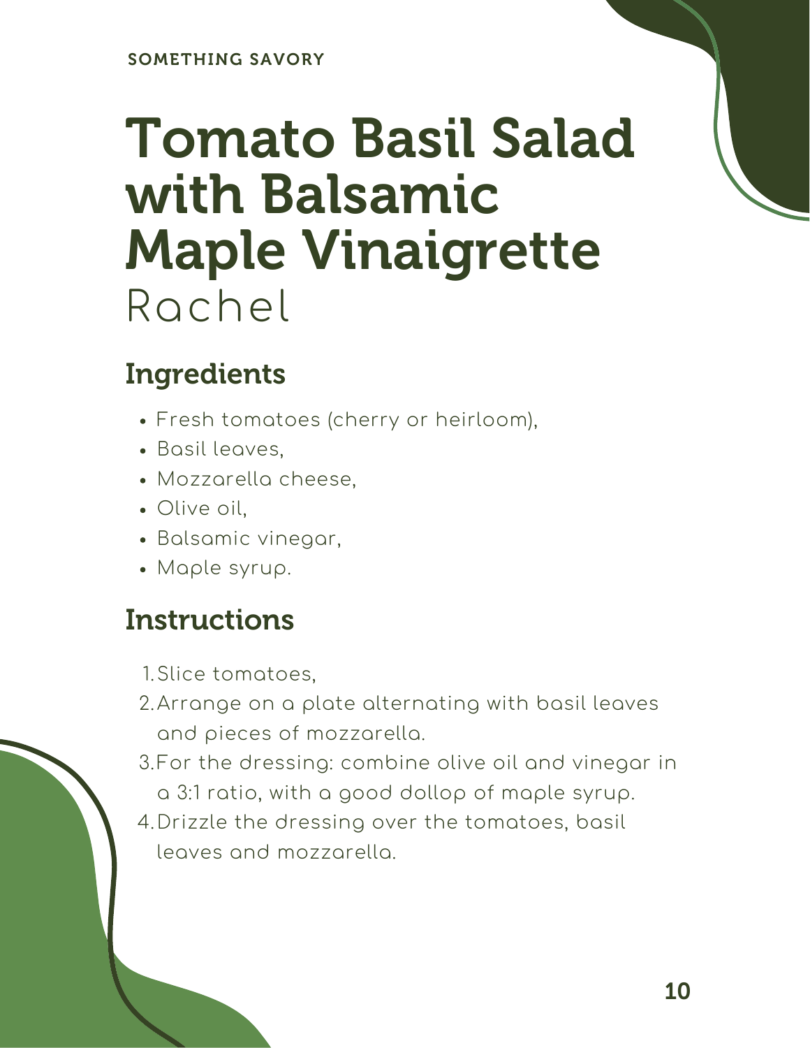SOMETHING SAVORY

# Tomato Basil Salad with Balsamic Maple Vinaigrette

Rachel

## Ingredients

- Fresh tomatoes (cherry or heirloom),
- Basil leaves,
- Mozzarella cheese,
- Olive oil,
- Balsamic vinegar,
- Maple syrup.

## Instructions

1. Slice tomatoes,
2. Arrange on a plate alternating with basil leaves and pieces of mozzarella.
3. For the dressing: combine olive oil and vinegar in a 3:1 ratio, with a good dollop of maple syrup.
4. Drizzle the dressing over the tomatoes, basil leaves and mozzarella.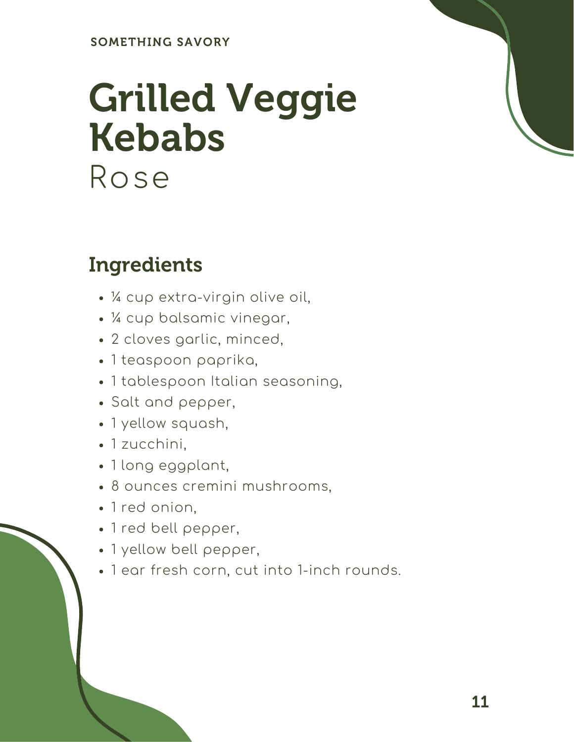SOMETHING SAVORY

# Grilled Veggie Kebabs

Rose

## Ingredients

- ¼ cup extra-virgin olive oil,
- ¼ cup balsamic vinegar,
- 2 cloves garlic, minced,
- 1 teaspoon paprika,
- 1 tablespoon Italian seasoning,
- Salt and pepper,
- 1 yellow squash,
- 1 zucchini,
- 1 long eggplant,
- 8 ounces cremini mushrooms,
- 1 red onion,
- 1 red bell pepper,
- 1 yellow bell pepper,
- 1 ear fresh corn, cut into 1-inch rounds.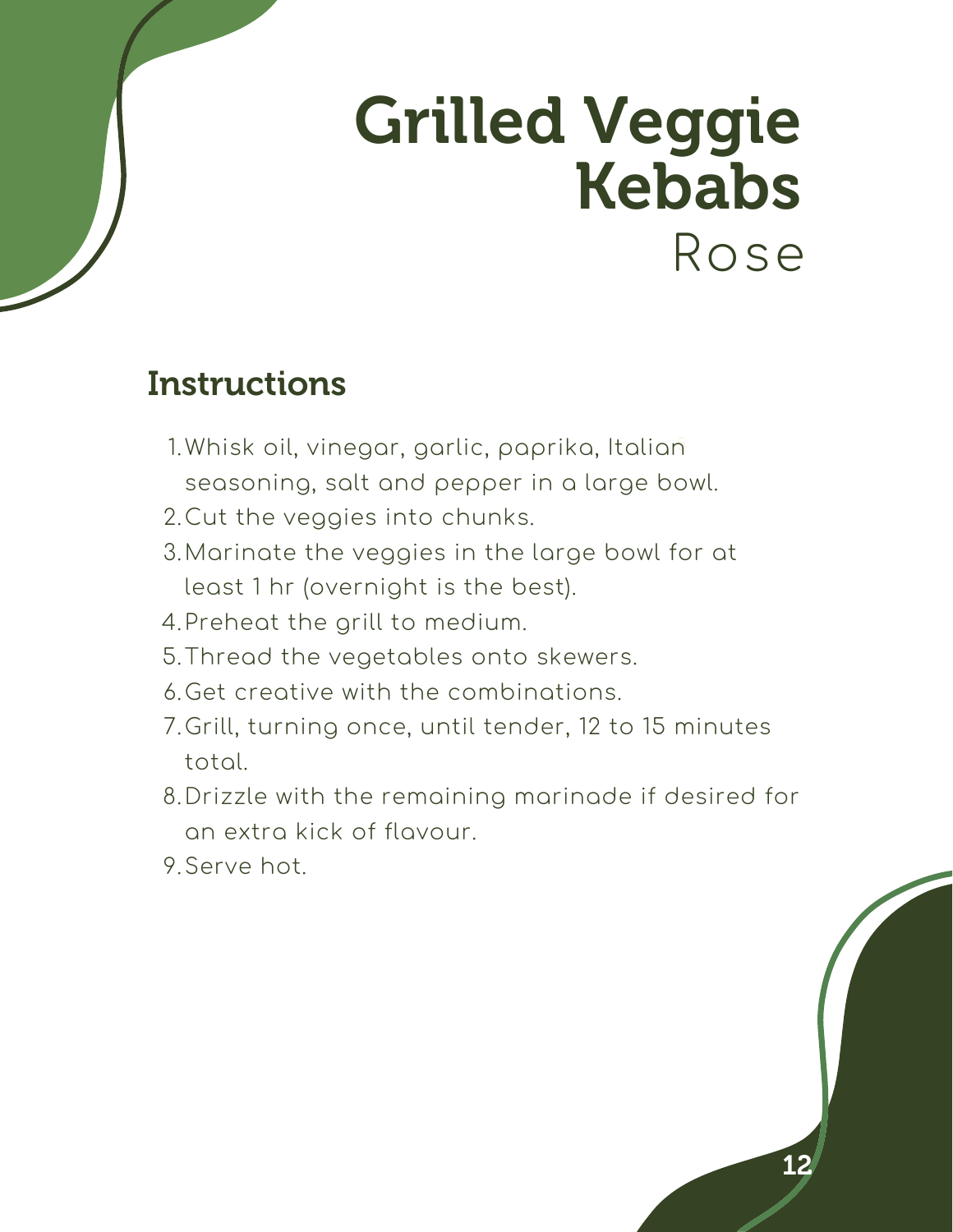# Grilled Veggie Kebabs

Rose

## Instructions

1. Whisk oil, vinegar, garlic, paprika, Italian seasoning, salt and pepper in a large bowl.
2. Cut the veggies into chunks.
3. Marinate the veggies in the large bowl for at least 1 hr (overnight is the best).
4. Preheat the grill to medium.
5. Thread the vegetables onto skewers.
6. Get creative with the combinations.
7. Grill, turning once, until tender, 12 to 15 minutes total.
8. Drizzle with the remaining marinade if desired for an extra kick of flavour.
9. Serve hot.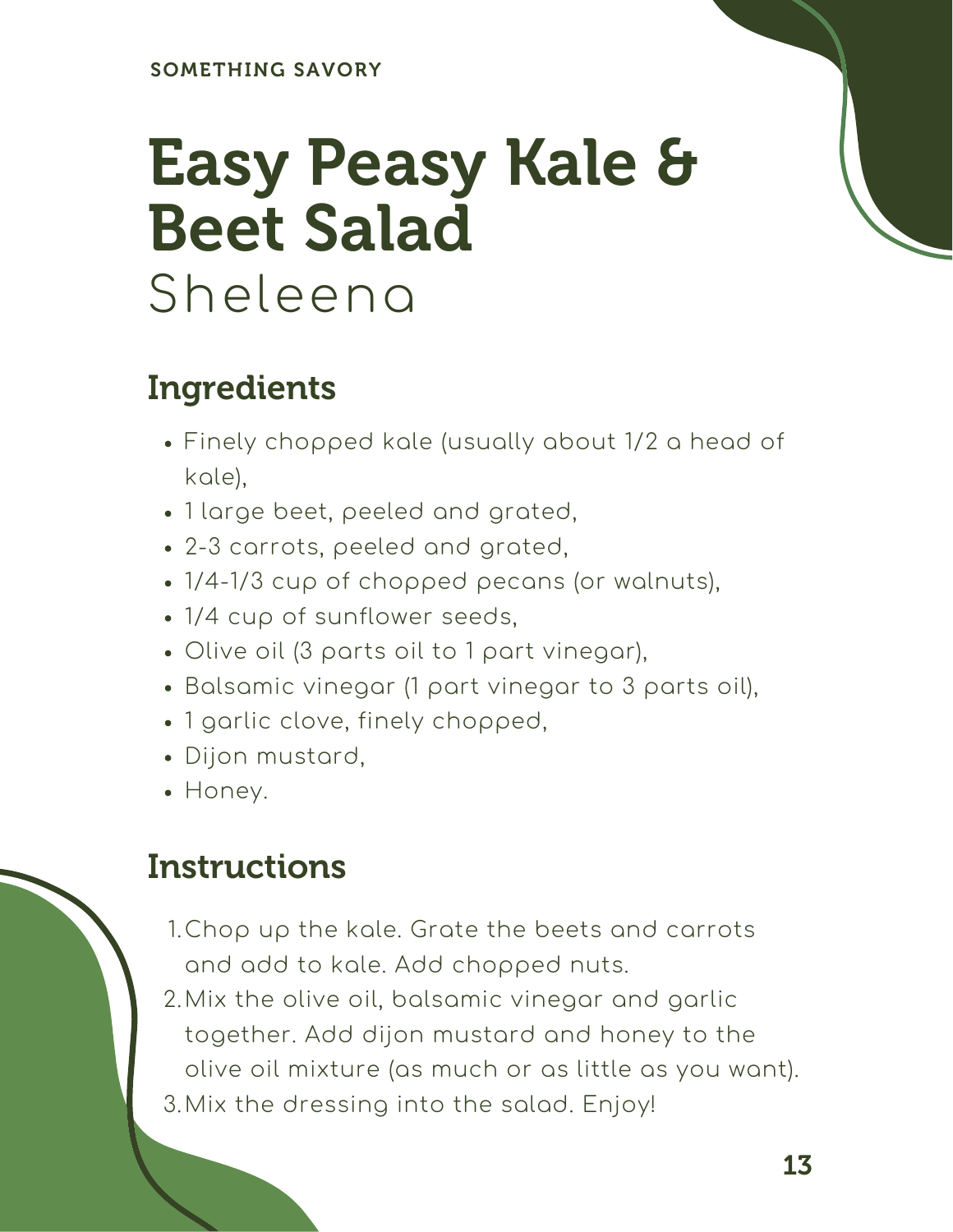SOMETHING SAVORY

# Easy Peasy Kale & Beet Salad

Sheleena

## Ingredients

- Finely chopped kale (usually about 1/2 a head of kale),
- 1 large beet, peeled and grated,
- 2-3 carrots, peeled and grated,
- 1/4-1/3 cup of chopped pecans (or walnuts),
- 1/4 cup of sunflower seeds,
- Olive oil (3 parts oil to 1 part vinegar),
- Balsamic vinegar (1 part vinegar to 3 parts oil),
- 1 garlic clove, finely chopped,
- Dijon mustard,
- Honey.

## Instructions

1. Chop up the kale. Grate the beets and carrots and add to kale. Add chopped nuts.
2. Mix the olive oil, balsamic vinegar and garlic together. Add dijon mustard and honey to the olive oil mixture (as much or as little as you want).
3. Mix the dressing into the salad. Enjoy!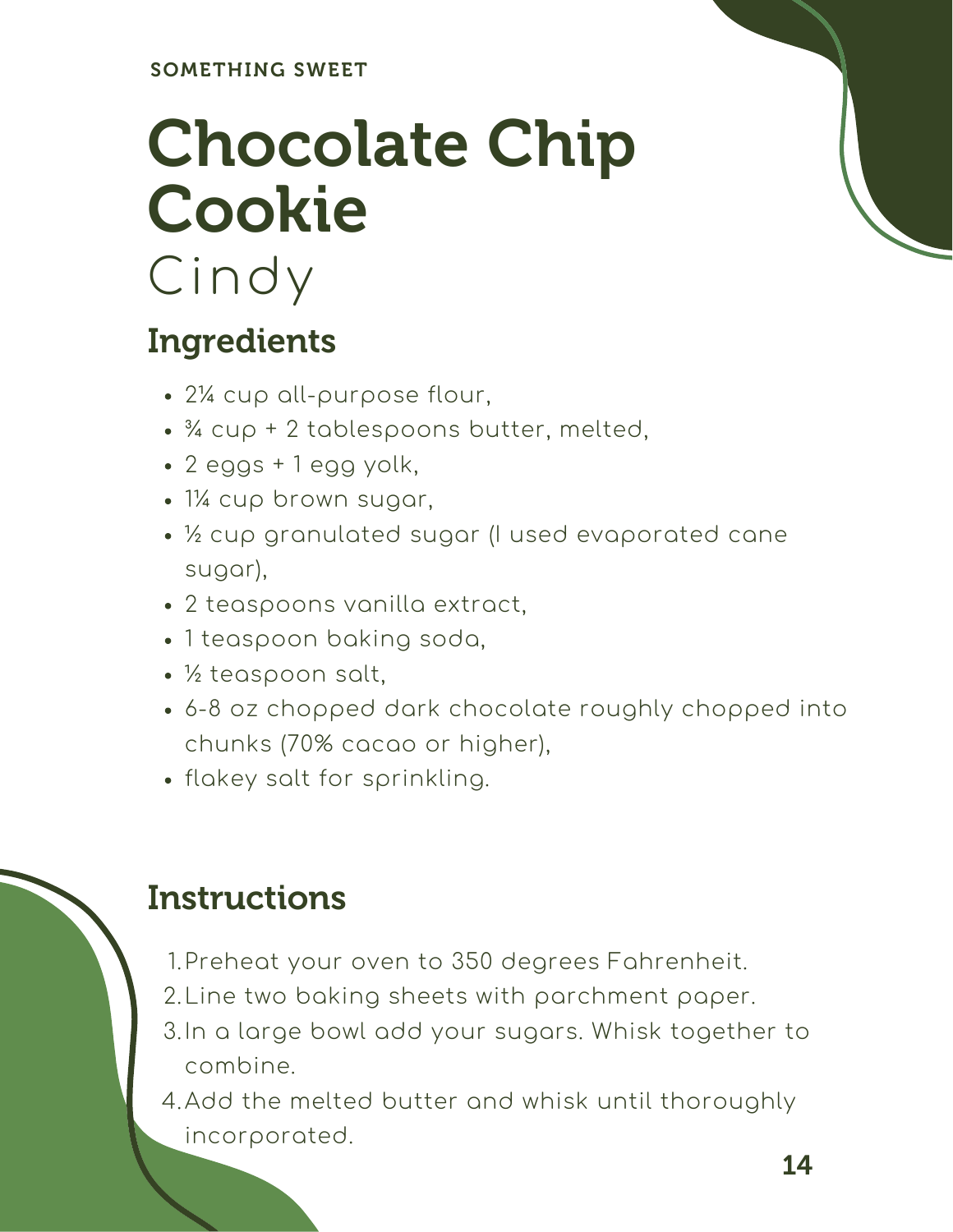SOMETHING SWEET

# Chocolate Chip Cookie

Cindy

## Ingredients

- 2¼ cup all-purpose flour,
- ¾ cup + 2 tablespoons butter, melted,
- 2 eggs + 1 egg yolk,
- 1¼ cup brown sugar,
- ½ cup granulated sugar (I used evaporated cane sugar),
- 2 teaspoons vanilla extract,
- 1 teaspoon baking soda,
- ½ teaspoon salt,
- 6-8 oz chopped dark chocolate roughly chopped into chunks (70% cacao or higher),
- flakey salt for sprinkling.

## Instructions

1. Preheat your oven to 350 degrees Fahrenheit.
2. Line two baking sheets with parchment paper.
3. In a large bowl add your sugars. Whisk together to combine.
4. Add the melted butter and whisk until thoroughly incorporated.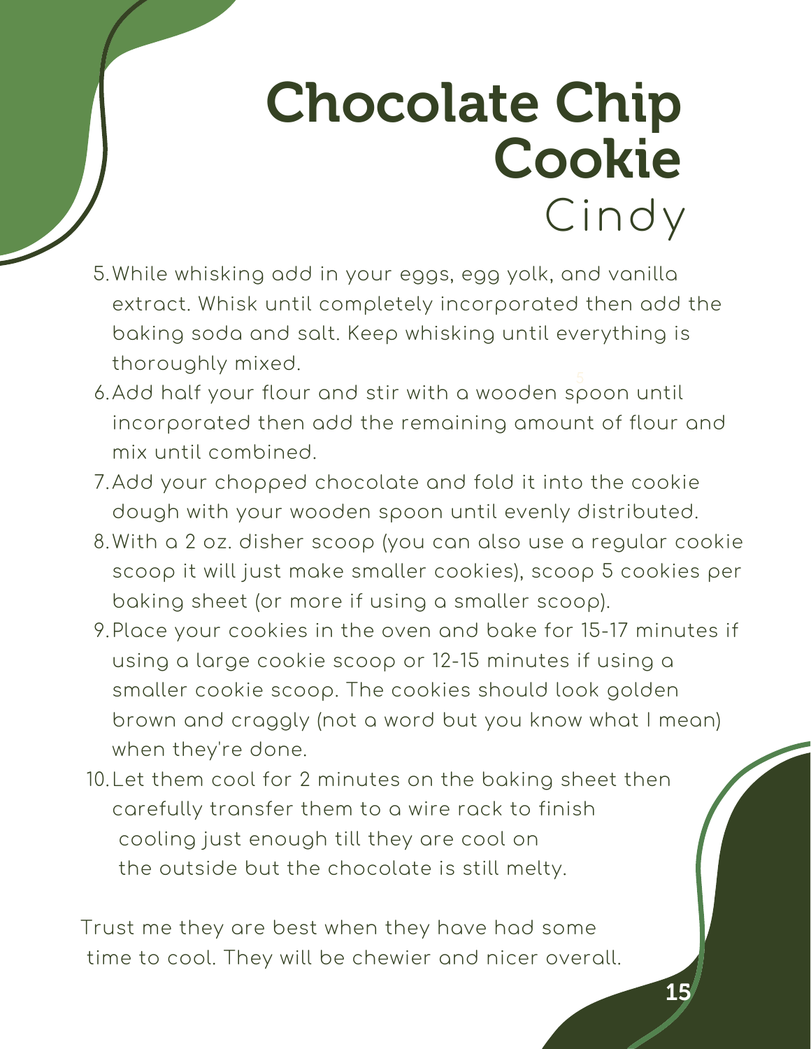# Chocolate Chip Cookie

Cindy

5. While whisking add in your eggs, egg yolk, and vanilla extract. Whisk until completely incorporated then add the baking soda and salt. Keep whisking until everything is thoroughly mixed.
6. Add half your flour and stir with a wooden spoon until incorporated then add the remaining amount of flour and mix until combined.
7. Add your chopped chocolate and fold it into the cookie dough with your wooden spoon until evenly distributed.
8. With a 2 oz. disher scoop (you can also use a regular cookie scoop it will just make smaller cookies), scoop 5 cookies per baking sheet (or more if using a smaller scoop).
9. Place your cookies in the oven and bake for 15-17 minutes if using a large cookie scoop or 12-15 minutes if using a smaller cookie scoop. The cookies should look golden brown and craggly (not a word but you know what I mean) when they're done.
10. Let them cool for 2 minutes on the baking sheet then carefully transfer them to a wire rack to finish cooling just enough till they are cool on the outside but the chocolate is still melty.

Trust me they are best when they have had some time to cool. They will be chewier and nicer overall.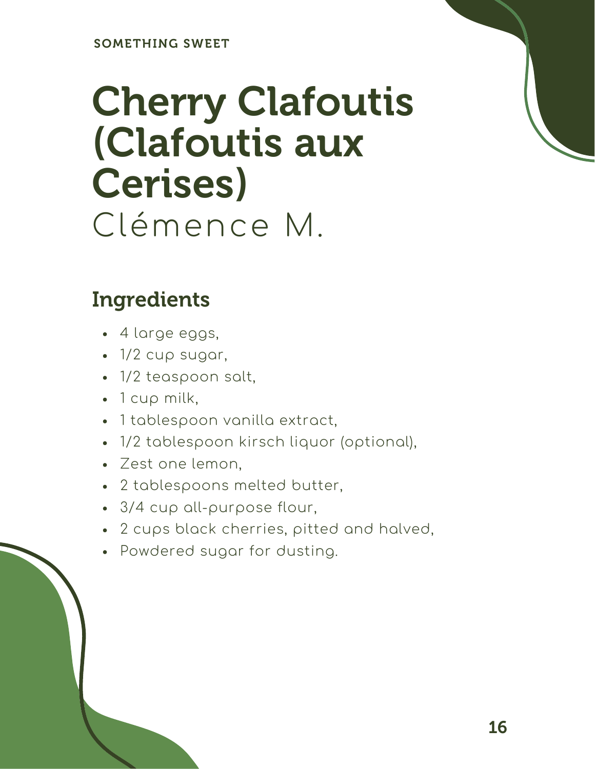SOMETHING SWEET

# Cherry Clafoutis (Clafoutis aux Cerises)

Clémence M.

## Ingredients

- 4 large eggs,
- 1/2 cup sugar,
- 1/2 teaspoon salt,
- 1 cup milk,
- 1 tablespoon vanilla extract,
- 1/2 tablespoon kirsch liquor (optional),
- Zest one lemon,
- 2 tablespoons melted butter,
- 3/4 cup all-purpose flour,
- 2 cups black cherries, pitted and halved,
- Powdered sugar for dusting.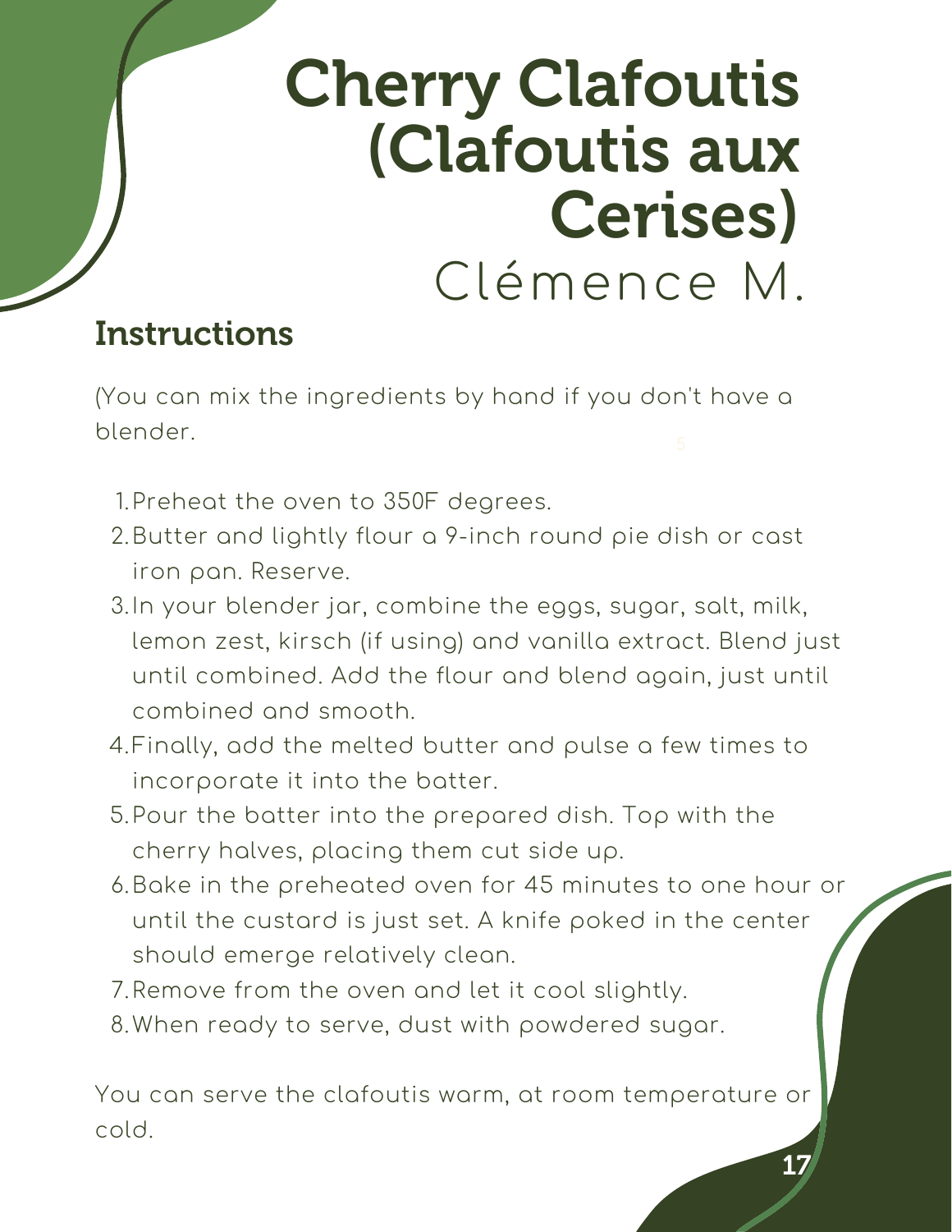# Cherry Clafoutis (Clafoutis aux Cerises)

Clémence M.

## Instructions

(You can mix the ingredients by hand if you don't have a blender.

1. Preheat the oven to 350F degrees.
2. Butter and lightly flour a 9-inch round pie dish or cast iron pan. Reserve.
3. In your blender jar, combine the eggs, sugar, salt, milk, lemon zest, kirsch (if using) and vanilla extract. Blend just until combined. Add the flour and blend again, just until combined and smooth.
4. Finally, add the melted butter and pulse a few times to incorporate it into the batter.
5. Pour the batter into the prepared dish. Top with the cherry halves, placing them cut side up.
6. Bake in the preheated oven for 45 minutes to one hour or until the custard is just set. A knife poked in the center should emerge relatively clean.
7. Remove from the oven and let it cool slightly.
8. When ready to serve, dust with powdered sugar.

You can serve the clafoutis warm, at room temperature or cold.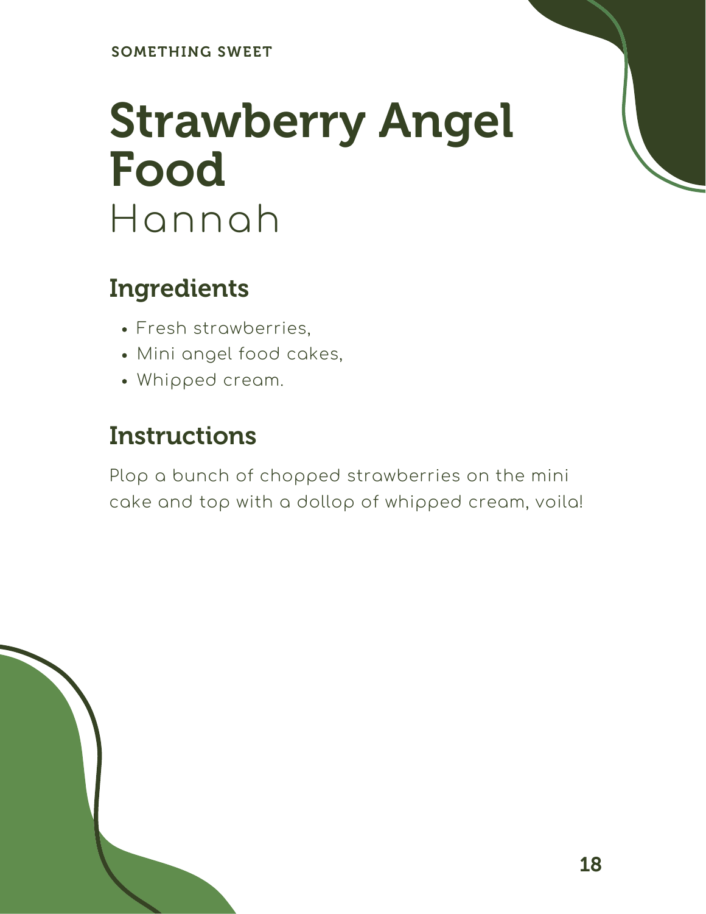SOMETHING SWEET

# Strawberry Angel Food

Hannah

## Ingredients

- Fresh strawberries,
- Mini angel food cakes,
- Whipped cream.

## Instructions

Plop a bunch of chopped strawberries on the mini cake and top with a dollop of whipped cream, voila!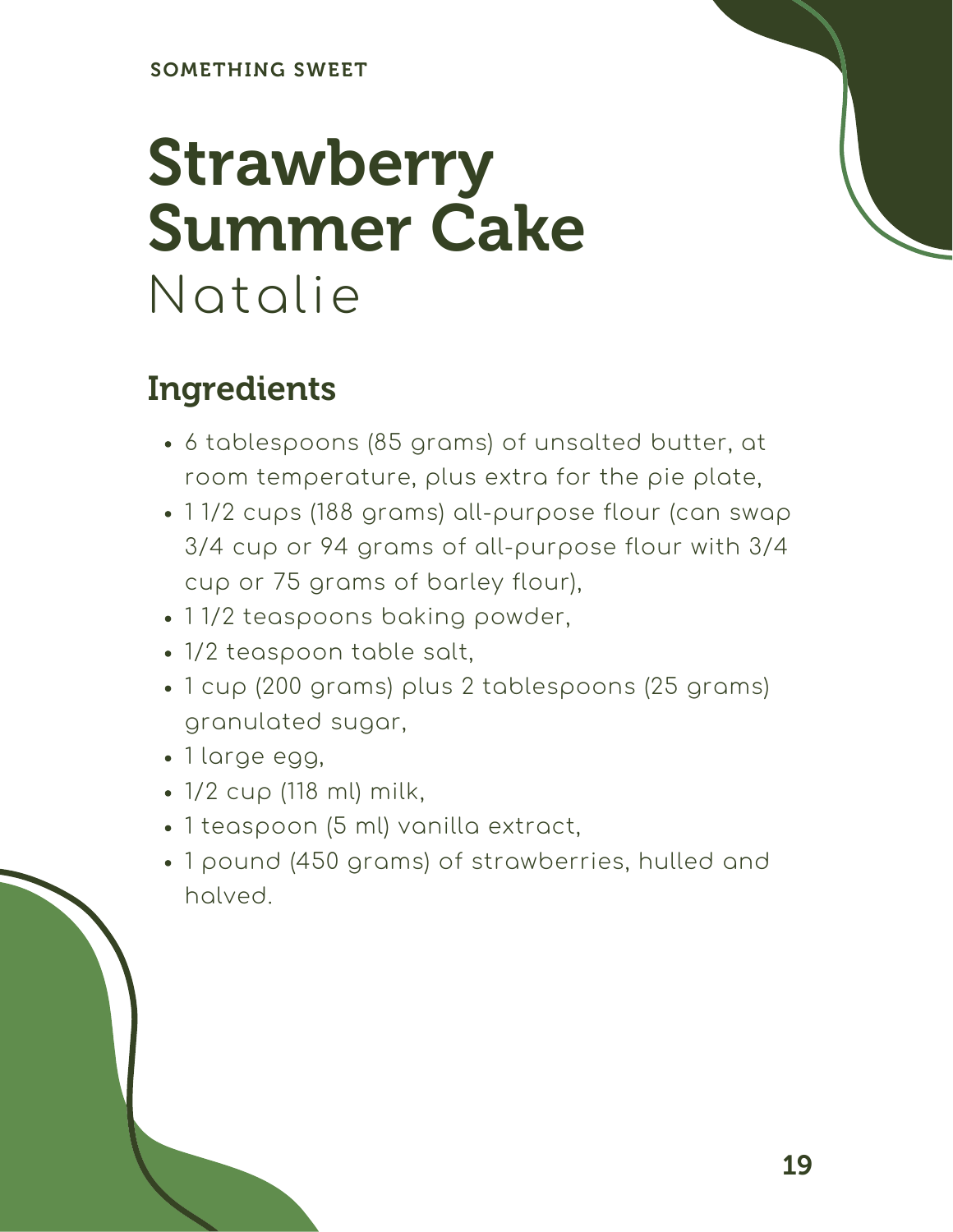SOMETHING SWEET

# Strawberry Summer Cake

Natalie

## Ingredients

- 6 tablespoons (85 grams) of unsalted butter, at room temperature, plus extra for the pie plate,
- 1 1/2 cups (188 grams) all-purpose flour (can swap 3/4 cup or 94 grams of all-purpose flour with 3/4 cup or 75 grams of barley flour),
- 1 1/2 teaspoons baking powder,
- 1/2 teaspoon table salt,
- 1 cup (200 grams) plus 2 tablespoons (25 grams) granulated sugar,
- 1 large egg,
- 1/2 cup (118 ml) milk,
- 1 teaspoon (5 ml) vanilla extract,
- 1 pound (450 grams) of strawberries, hulled and halved.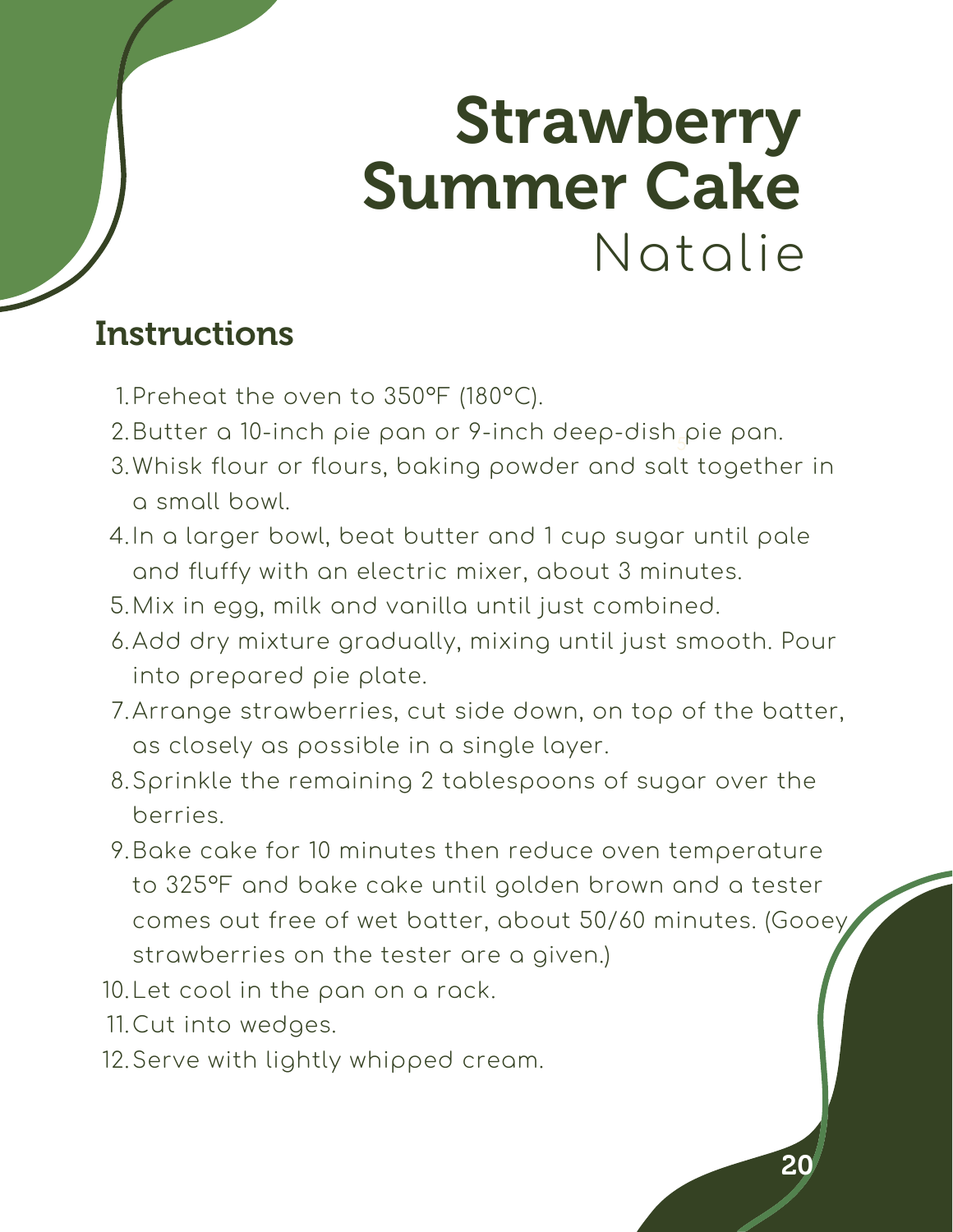# Strawberry Summer Cake

Natalie

## Instructions

1. Preheat the oven to 350°F (180°C).
2. Butter a 10-inch pie pan or 9-inch deep-dish pie pan.
3. Whisk flour or flours, baking powder and salt together in a small bowl.
4. In a larger bowl, beat butter and 1 cup sugar until pale and fluffy with an electric mixer, about 3 minutes.
5. Mix in egg, milk and vanilla until just combined.
6. Add dry mixture gradually, mixing until just smooth. Pour into prepared pie plate.
7. Arrange strawberries, cut side down, on top of the batter, as closely as possible in a single layer.
8. Sprinkle the remaining 2 tablespoons of sugar over the berries.
9. Bake cake for 10 minutes then reduce oven temperature to 325°F and bake cake until golden brown and a tester comes out free of wet batter, about 50/60 minutes. (Gooey strawberries on the tester are a given.)
10. Let cool in the pan on a rack.
11. Cut into wedges.
12. Serve with lightly whipped cream.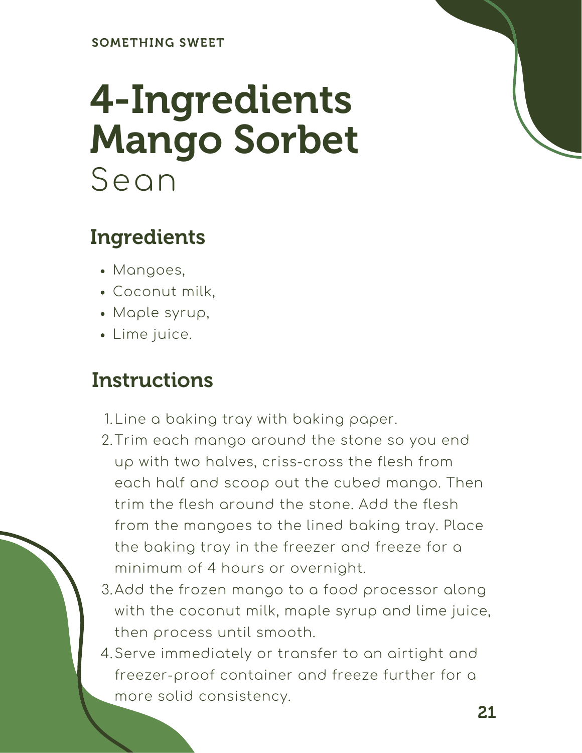SOMETHING SWEET

# 4-Ingredients Mango Sorbet

Sean

## Ingredients

- Mangoes,
- Coconut milk,
- Maple syrup,
- Lime juice.

## Instructions

1. Line a baking tray with baking paper.
2. Trim each mango around the stone so you end up with two halves, criss-cross the flesh from each half and scoop out the cubed mango. Then trim the flesh around the stone. Add the flesh from the mangoes to the lined baking tray. Place the baking tray in the freezer and freeze for a minimum of 4 hours or overnight.
3. Add the frozen mango to a food processor along with the coconut milk, maple syrup and lime juice, then process until smooth.
4. Serve immediately or transfer to an airtight and freezer-proof container and freeze further for a more solid consistency.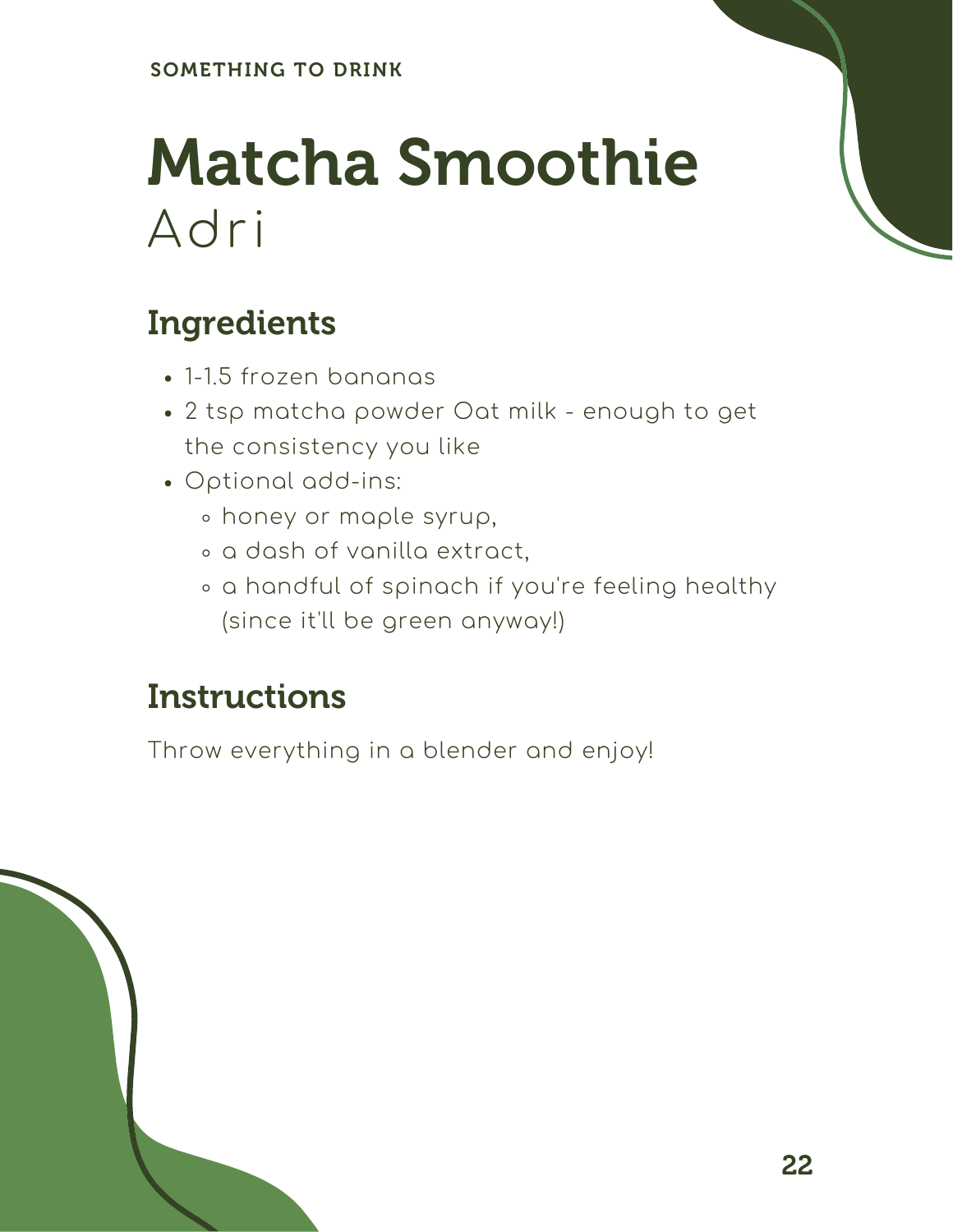SOMETHING TO DRINK

# Matcha Smoothie

Adri

## Ingredients

- 1-1.5 frozen bananas
- 2 tsp matcha powder Oat milk - enough to get the consistency you like
- Optional add-ins:
  - honey or maple syrup,
  - a dash of vanilla extract,
  - a handful of spinach if you're feeling healthy (since it'll be green anyway!)

## Instructions

Throw everything in a blender and enjoy!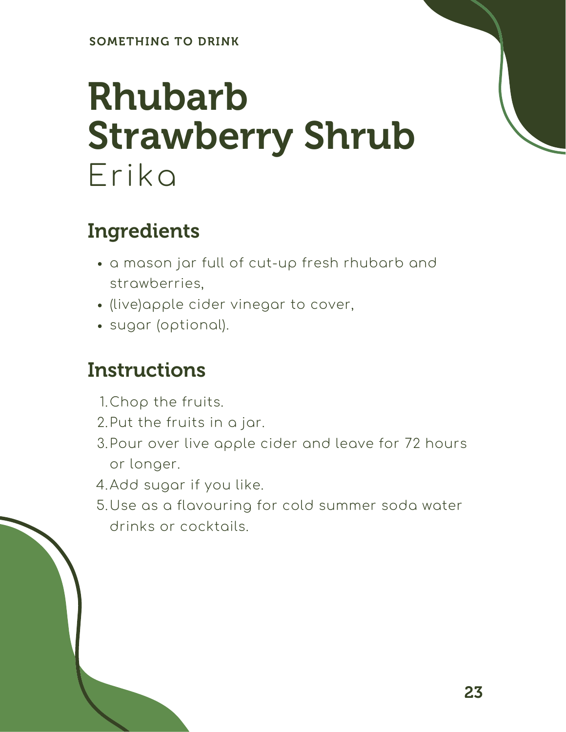SOMETHING TO DRINK

# Rhubarb Strawberry Shrub

Erika

## Ingredients

- a mason jar full of cut-up fresh rhubarb and strawberries,
- (live)apple cider vinegar to cover,
- sugar (optional).

## Instructions

1. Chop the fruits.
2. Put the fruits in a jar.
3. Pour over live apple cider and leave for 72 hours or longer.
4. Add sugar if you like.
5. Use as a flavouring for cold summer soda water drinks or cocktails.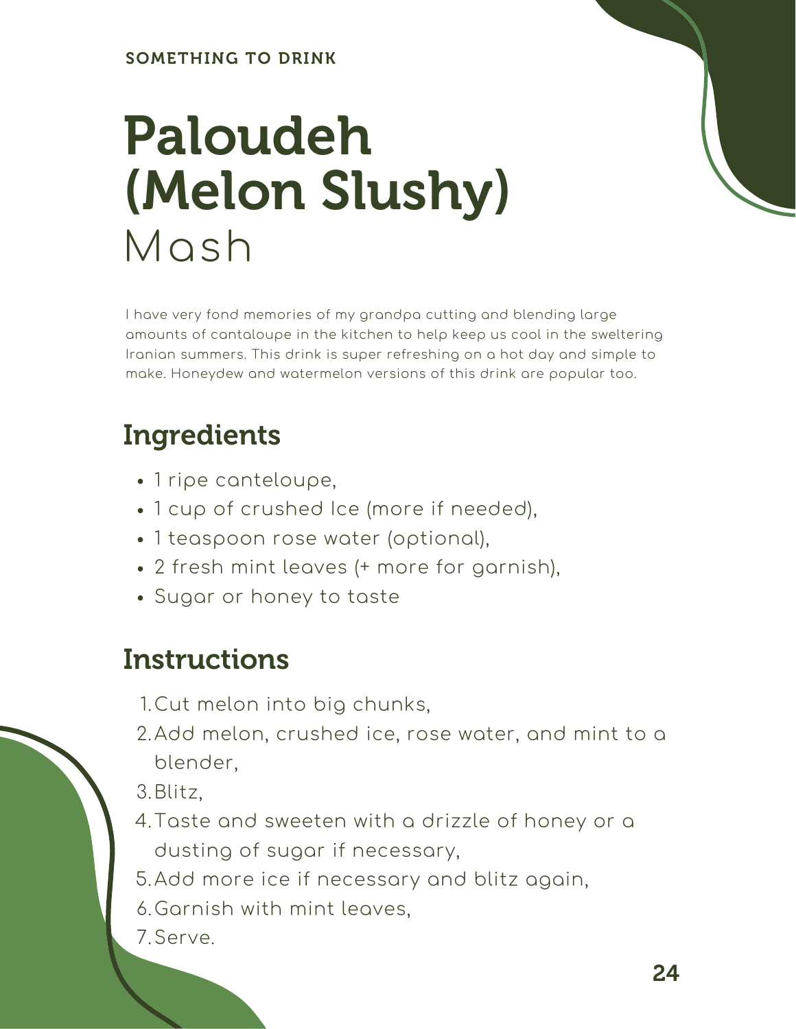SOMETHING TO DRINK

# Paloudeh (Melon Slushy)

Mash

I have very fond memories of my grandpa cutting and blending large amounts of cantaloupe in the kitchen to help keep us cool in the sweltering Iranian summers. This drink is super refreshing on a hot day and simple to make. Honeydew and watermelon versions of this drink are popular too.

## Ingredients

- 1 ripe canteloupe,
- 1 cup of crushed Ice (more if needed),
- 1 teaspoon rose water (optional),
- 2 fresh mint leaves (+ more for garnish),
- Sugar or honey to taste

## Instructions

1. Cut melon into big chunks,
2. Add melon, crushed ice, rose water, and mint to a blender,
3. Blitz,
4. Taste and sweeten with a drizzle of honey or a dusting of sugar if necessary,
5. Add more ice if necessary and blitz again,
6. Garnish with mint leaves,
7. Serve.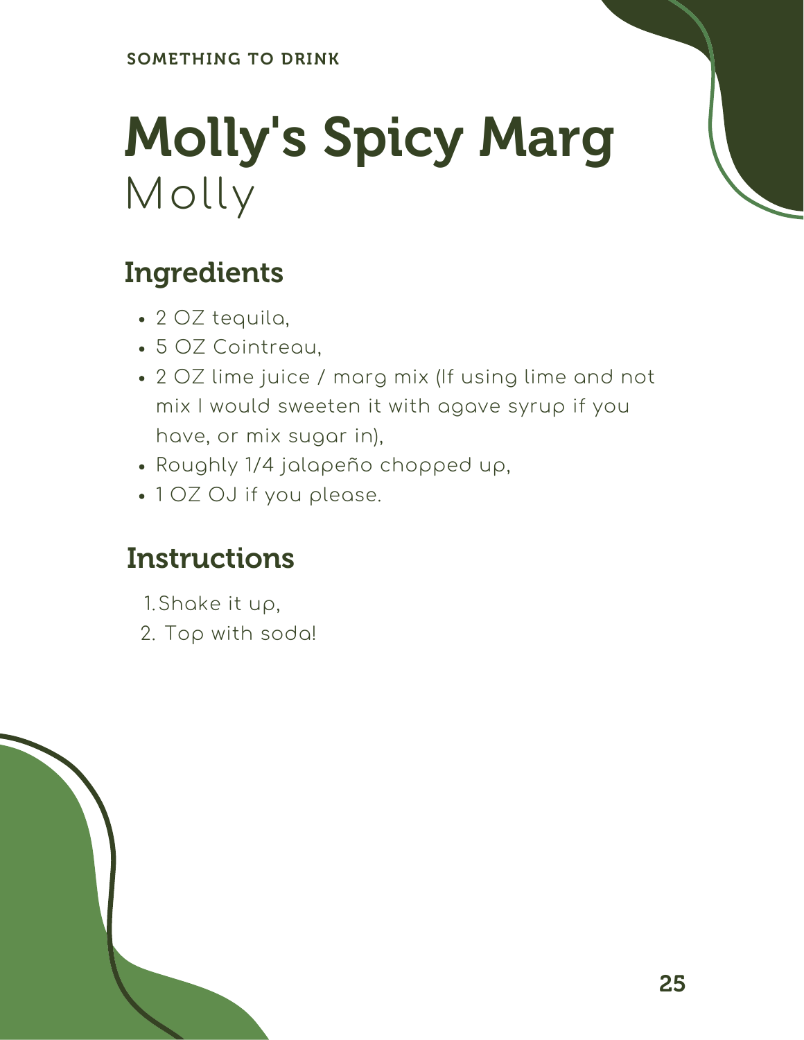SOMETHING TO DRINK

# Molly's Spicy Marg

Molly

## Ingredients

- 2 OZ tequila,
- 5 OZ Cointreau,
- 2 OZ lime juice / marg mix (If using lime and not mix I would sweeten it with agave syrup if you have, or mix sugar in),
- Roughly 1/4 jalapeño chopped up,
- 1 OZ OJ if you please.

## Instructions

1. Shake it up,
2. Top with soda!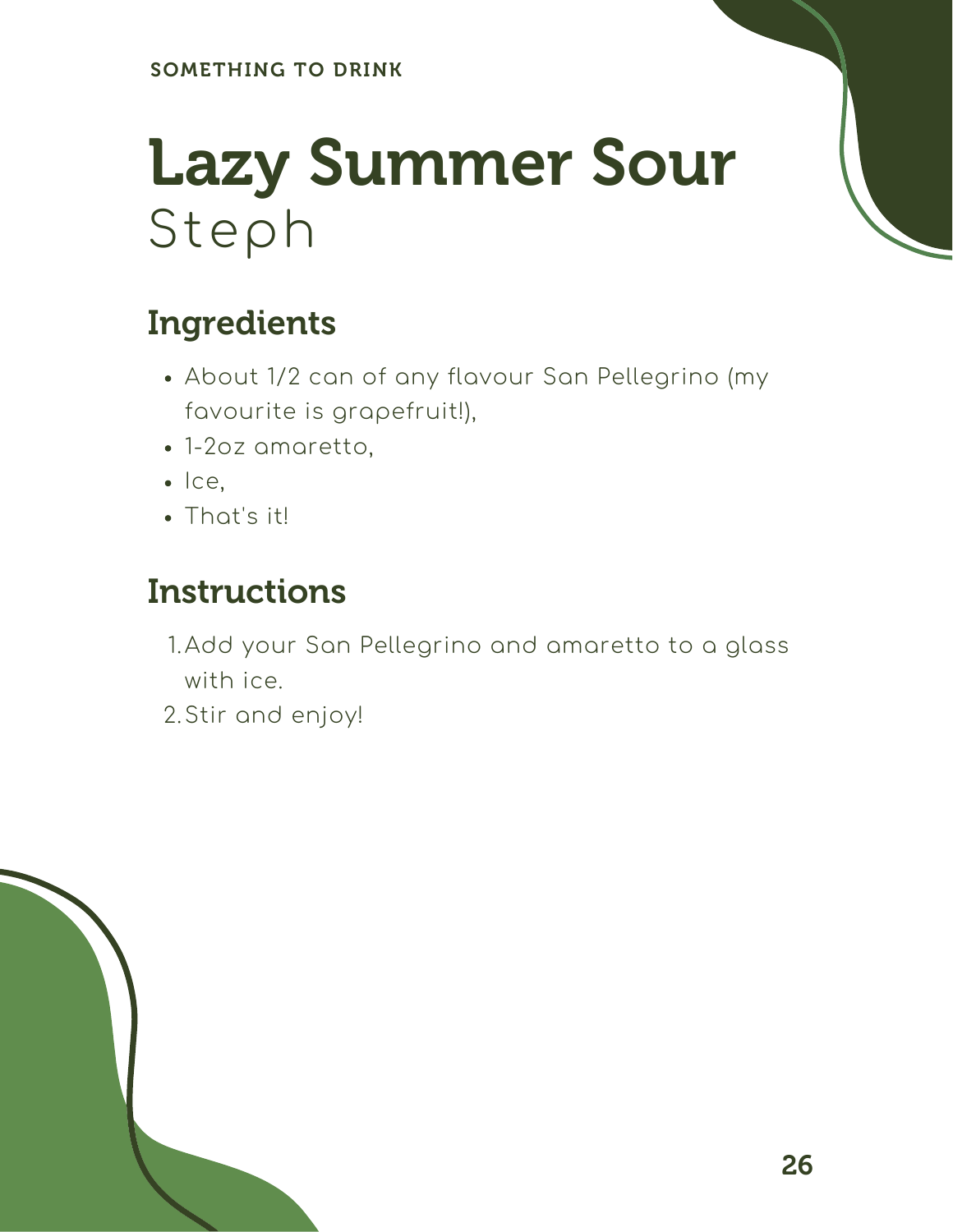SOMETHING TO DRINK

# Lazy Summer Sour

Steph

## Ingredients

- About 1/2 can of any flavour San Pellegrino (my favourite is grapefruit!),
- 1-2oz amaretto,
- Ice,
- That's it!

## Instructions

1. Add your San Pellegrino and amaretto to a glass with ice.
2. Stir and enjoy!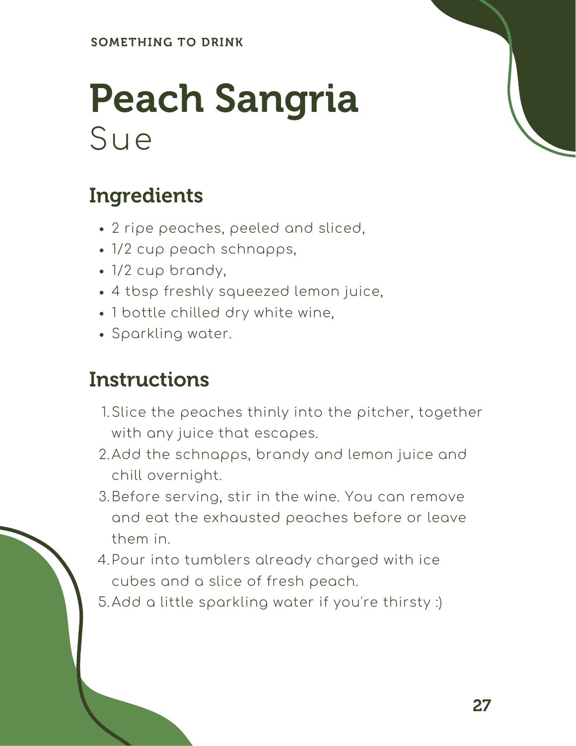SOMETHING TO DRINK

# Peach Sangria

Sue

## Ingredients

- 2 ripe peaches, peeled and sliced,
- 1/2 cup peach schnapps,
- 1/2 cup brandy,
- 4 tbsp freshly squeezed lemon juice,
- 1 bottle chilled dry white wine,
- Sparkling water.

## Instructions

1. Slice the peaches thinly into the pitcher, together with any juice that escapes.
2. Add the schnapps, brandy and lemon juice and chill overnight.
3. Before serving, stir in the wine. You can remove and eat the exhausted peaches before or leave them in.
4. Pour into tumblers already charged with ice cubes and a slice of fresh peach.
5. Add a little sparkling water if you're thirsty :)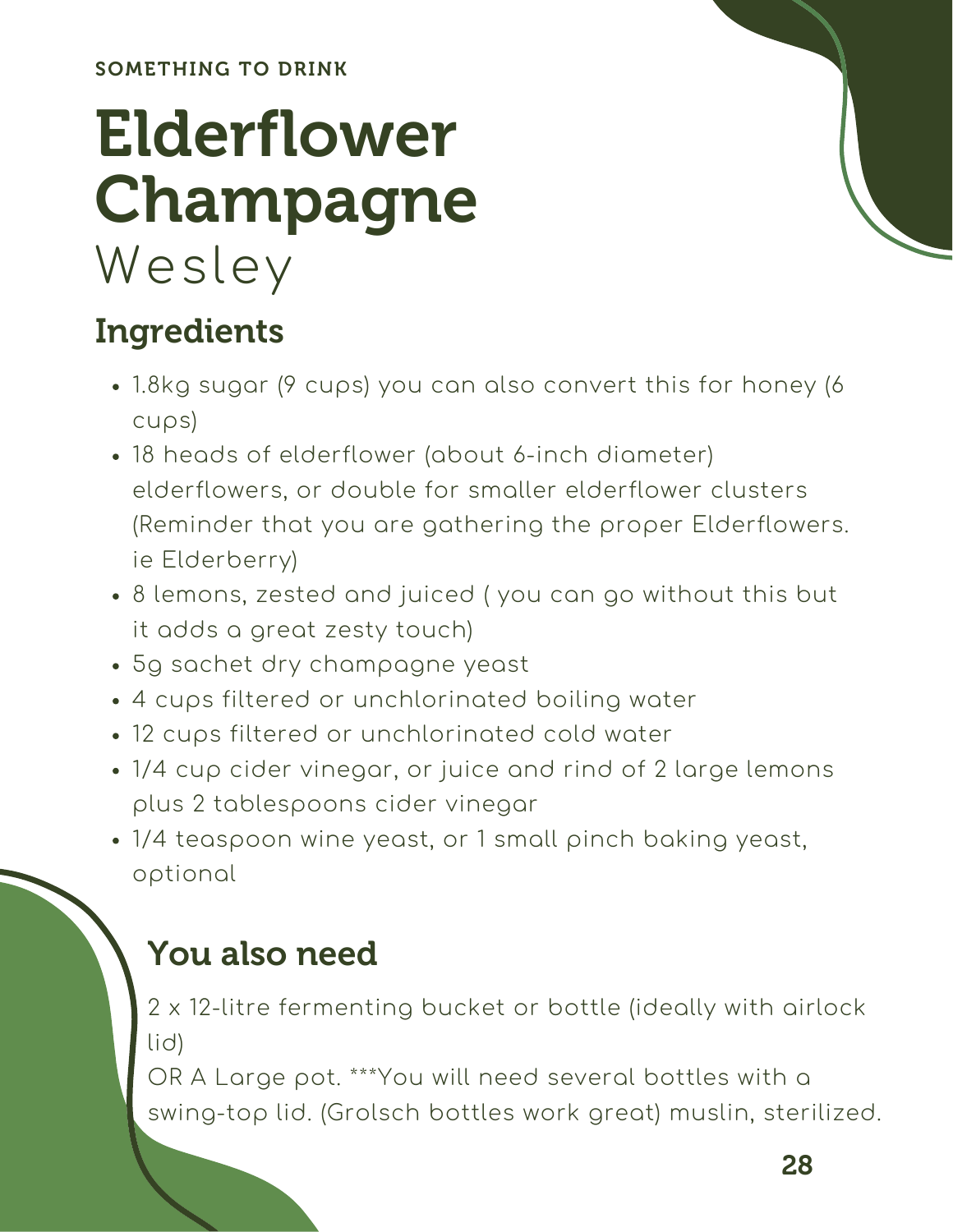SOMETHING TO DRINK

# Elderflower Champagne

Wesley

## Ingredients

- 1.8kg sugar (9 cups) you can also convert this for honey (6 cups)
- 18 heads of elderflower (about 6-inch diameter) elderflowers, or double for smaller elderflower clusters (Reminder that you are gathering the proper Elderflowers. ie Elderberry)
- 8 lemons, zested and juiced ( you can go without this but it adds a great zesty touch)
- 5g sachet dry champagne yeast
- 4 cups filtered or unchlorinated boiling water
- 12 cups filtered or unchlorinated cold water
- 1/4 cup cider vinegar, or juice and rind of 2 large lemons plus 2 tablespoons cider vinegar
- 1/4 teaspoon wine yeast, or 1 small pinch baking yeast, optional

## You also need

2 x 12-litre fermenting bucket or bottle (ideally with airlock lid)
OR A Large pot. ***You will need several bottles with a swing-top lid. (Grolsch bottles work great) muslin, sterilized.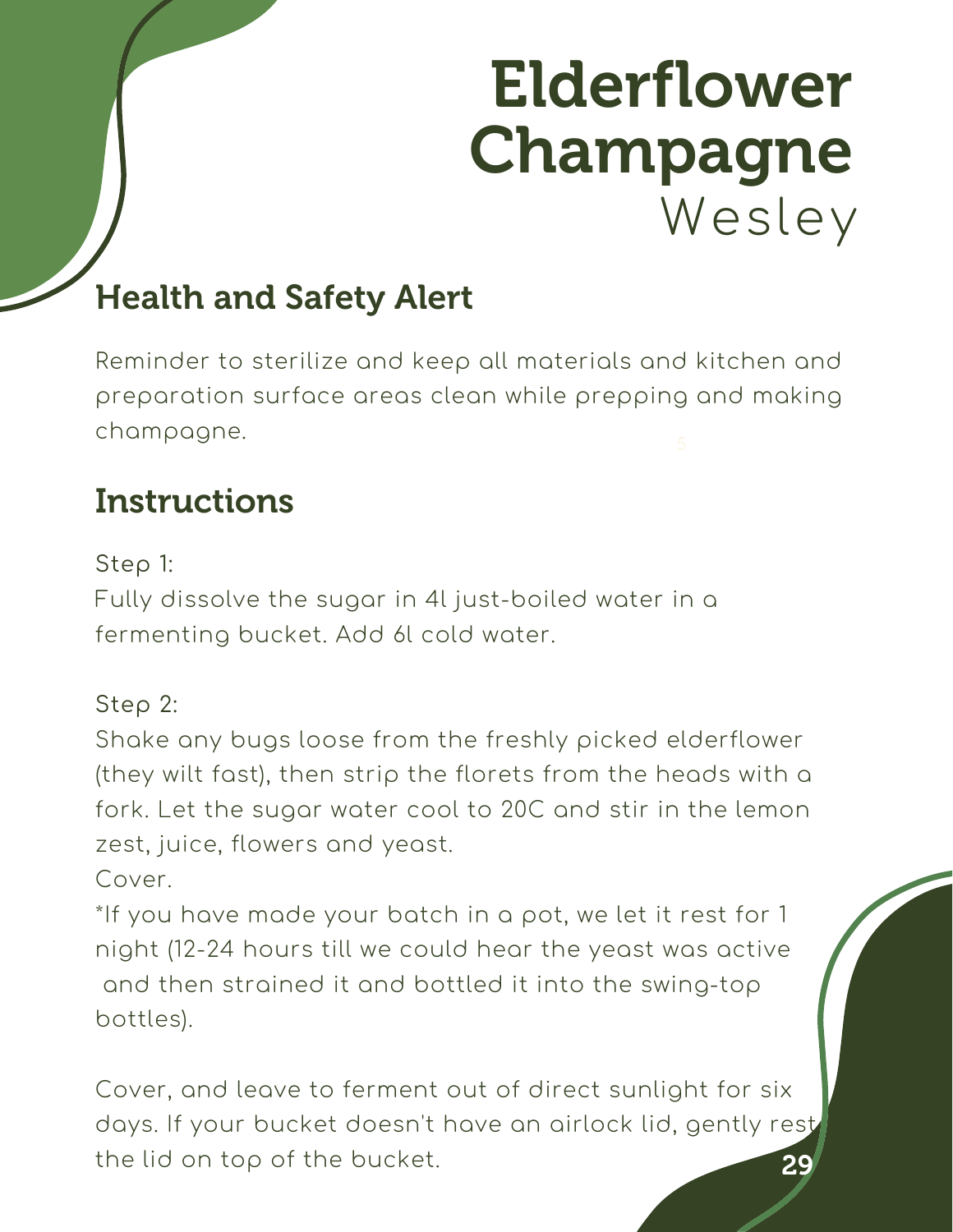# Elderflower Champagne

Wesley

## Health and Safety Alert

Reminder to sterilize and keep all materials and kitchen and preparation surface areas clean while prepping and making champagne.

## Instructions

Step 1:

Fully dissolve the sugar in 4l just-boiled water in a fermenting bucket. Add 6l cold water.

Step 2:

Shake any bugs loose from the freshly picked elderflower (they wilt fast), then strip the florets from the heads with a fork. Let the sugar water cool to 20C and stir in the lemon zest, juice, flowers and yeast.

Cover.

*If you have made your batch in a pot, we let it rest for 1 night (12-24 hours till we could hear the yeast was active and then strained it and bottled it into the swing-top bottles).

Cover, and leave to ferment out of direct sunlight for six days. If your bucket doesn't have an airlock lid, gently rest the lid on top of the bucket.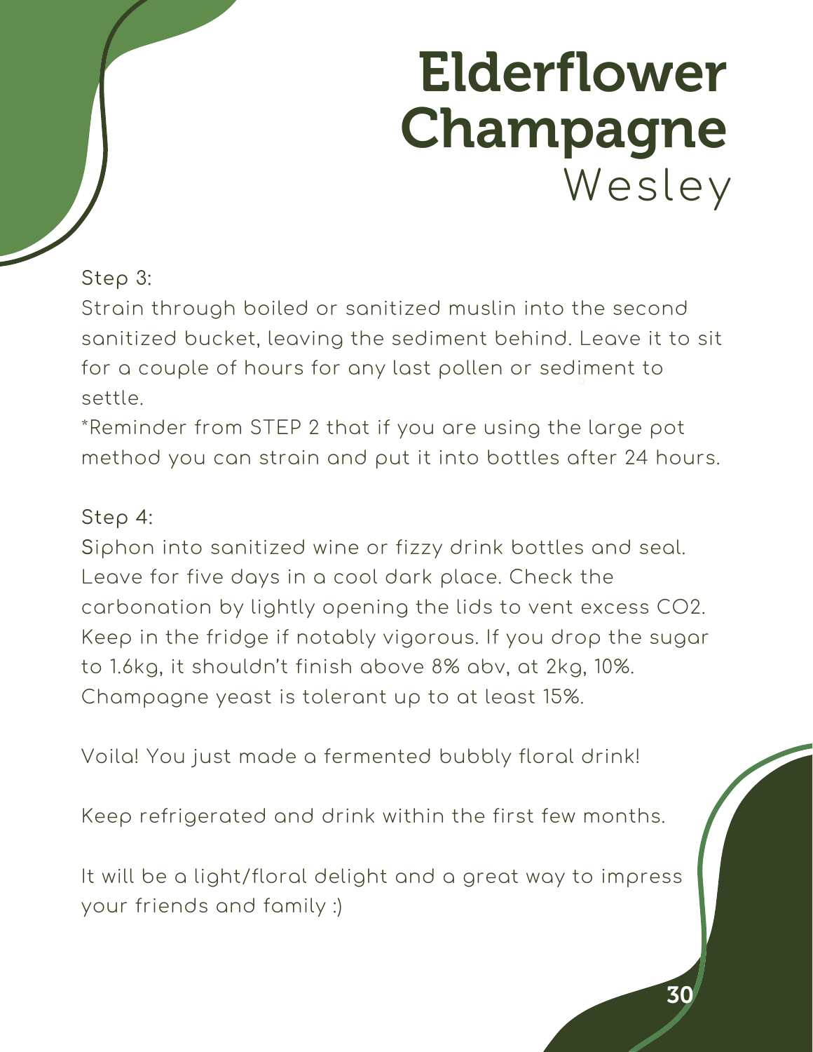# Elderflower Champagne

Wesley

Step 3:

Strain through boiled or sanitized muslin into the second sanitized bucket, leaving the sediment behind. Leave it to sit for a couple of hours for any last pollen or sediment to settle.

*Reminder from STEP 2 that if you are using the large pot method you can strain and put it into bottles after 24 hours.

Step 4:

Siphon into sanitized wine or fizzy drink bottles and seal. Leave for five days in a cool dark place. Check the carbonation by lightly opening the lids to vent excess $CO_2$. Keep in the fridge if notably vigorous. If you drop the sugar to 1.6kg, it shouldn't finish above 8% abv, at 2kg, 10%. Champagne yeast is tolerant up to at least 15%.

Voila! You just made a fermented bubbly floral drink!

Keep refrigerated and drink within the first few months.

It will be a light/floral delight and a great way to impress your friends and family :)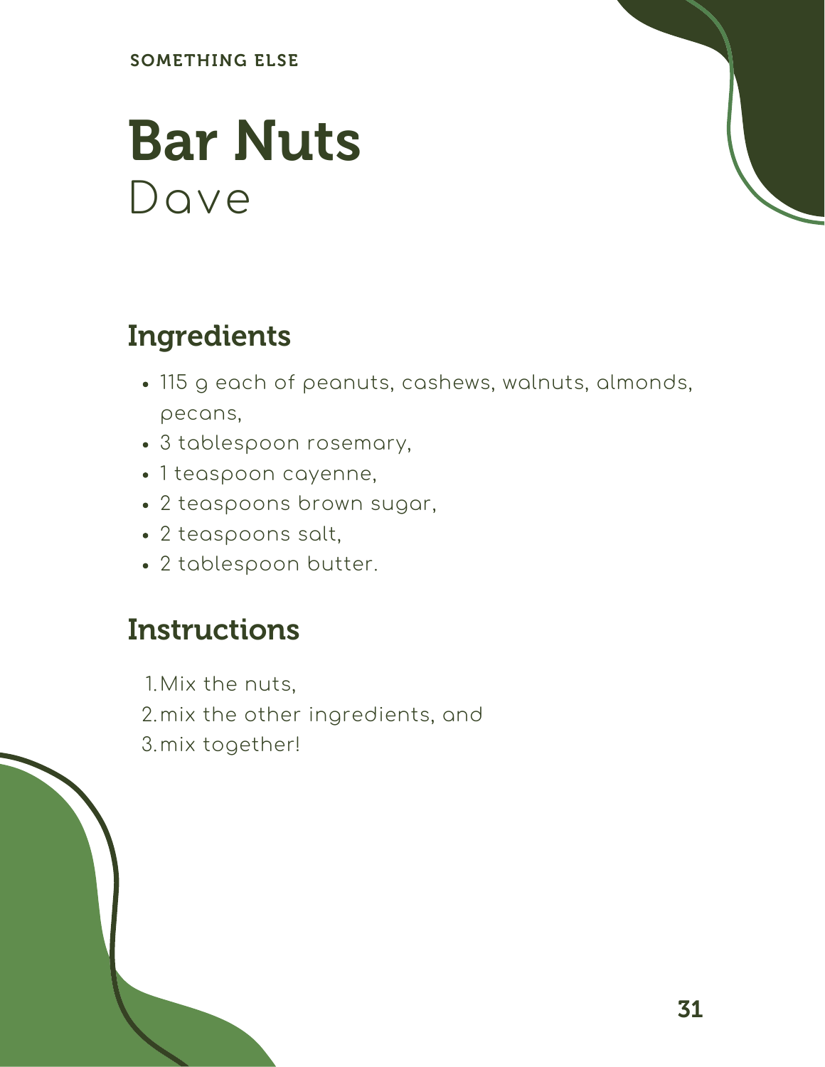SOMETHING ELSE

# Bar Nuts

Dave

## Ingredients

- 115 g each of peanuts, cashews, walnuts, almonds, pecans,
- 3 tablespoon rosemary,
- 1 teaspoon cayenne,
- 2 teaspoons brown sugar,
- 2 teaspoons salt,
- 2 tablespoon butter.

## Instructions

1. Mix the nuts,
2. mix the other ingredients, and
3. mix together!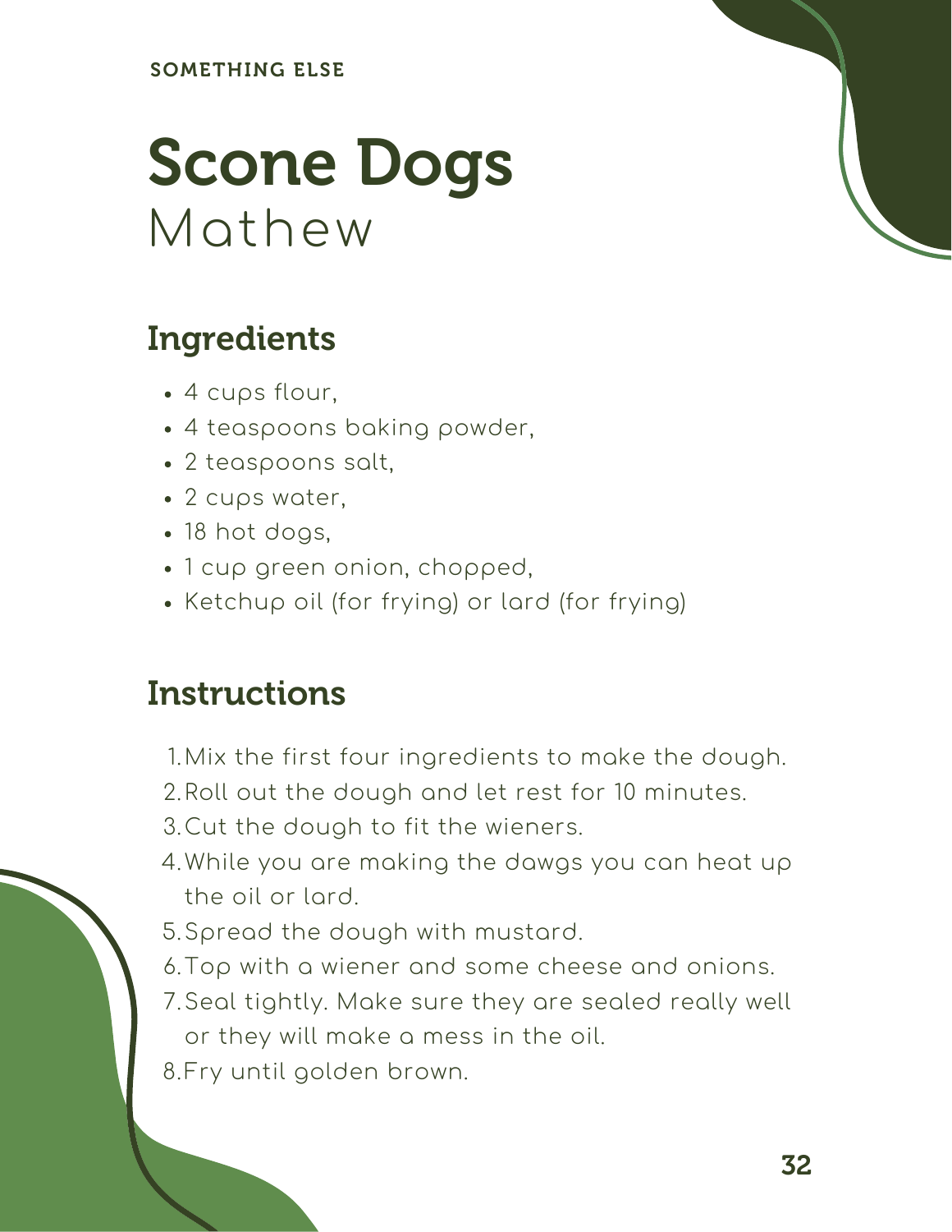SOMETHING ELSE

# Scone Dogs

Mathew

## Ingredients

- 4 cups flour,
- 4 teaspoons baking powder,
- 2 teaspoons salt,
- 2 cups water,
- 18 hot dogs,
- 1 cup green onion, chopped,
- Ketchup oil (for frying) or lard (for frying)

## Instructions

1. Mix the first four ingredients to make the dough.
2. Roll out the dough and let rest for 10 minutes.
3. Cut the dough to fit the wieners.
4. While you are making the dawgs you can heat up the oil or lard.
5. Spread the dough with mustard.
6. Top with a wiener and some cheese and onions.
7. Seal tightly. Make sure they are sealed really well or they will make a mess in the oil.
8. Fry until golden brown.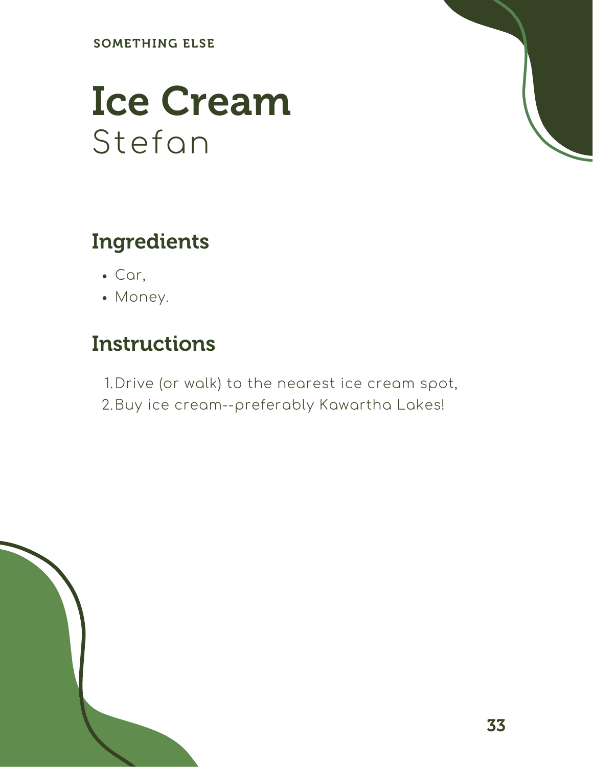SOMETHING ELSE

# Ice Cream

Stefan

## Ingredients

- Car,
- Money.

## Instructions

1. Drive (or walk) to the nearest ice cream spot,
2. Buy ice cream--preferably Kawartha Lakes!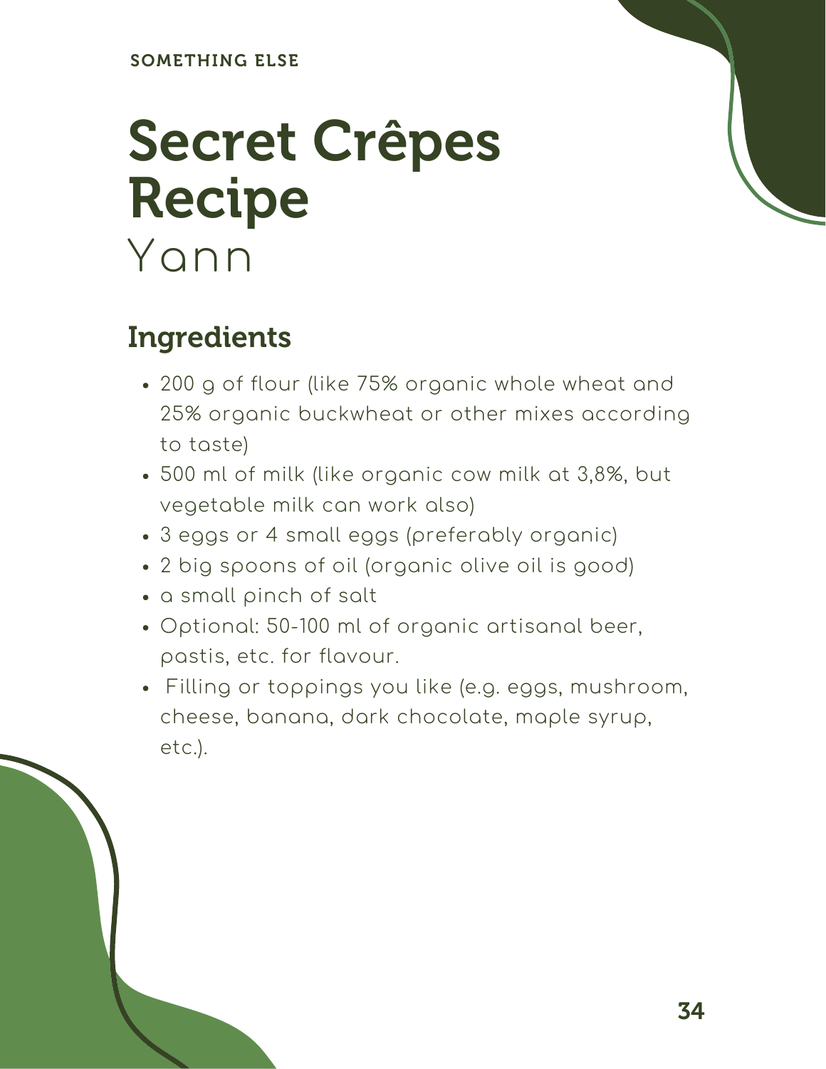SOMETHING ELSE

# Secret Crêpes Recipe

Yann

## Ingredients

- 200 g of flour (like 75% organic whole wheat and 25% organic buckwheat or other mixes according to taste)
- 500 ml of milk (like organic cow milk at 3,8%, but vegetable milk can work also)
- 3 eggs or 4 small eggs (preferably organic)
- 2 big spoons of oil (organic olive oil is good)
- a small pinch of salt
- Optional: 50-100 ml of organic artisanal beer, pastis, etc. for flavour.
- Filling or toppings you like (e.g. eggs, mushroom, cheese, banana, dark chocolate, maple syrup, etc.).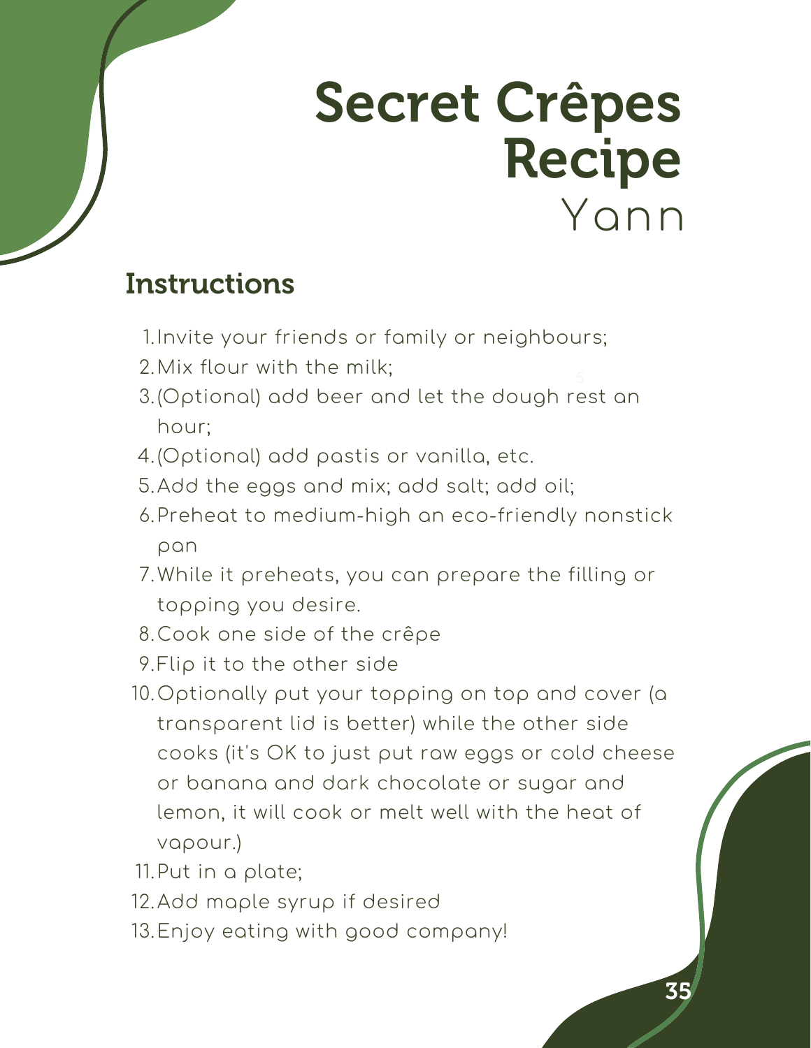# Secret Crêpes Recipe

Yann

## Instructions

1. Invite your friends or family or neighbours;
2. Mix flour with the milk;
3. (Optional) add beer and let the dough rest an hour;
4. (Optional) add pastis or vanilla, etc.
5. Add the eggs and mix; add salt; add oil;
6. Preheat to medium-high an eco-friendly nonstick pan
7. While it preheats, you can prepare the filling or topping you desire.
8. Cook one side of the crêpe
9. Flip it to the other side
10. Optionally put your topping on top and cover (a transparent lid is better) while the other side cooks (it's OK to just put raw eggs or cold cheese or banana and dark chocolate or sugar and lemon, it will cook or melt well with the heat of vapour.)
11. Put in a plate;
12. Add maple syrup if desired
13. Enjoy eating with good company!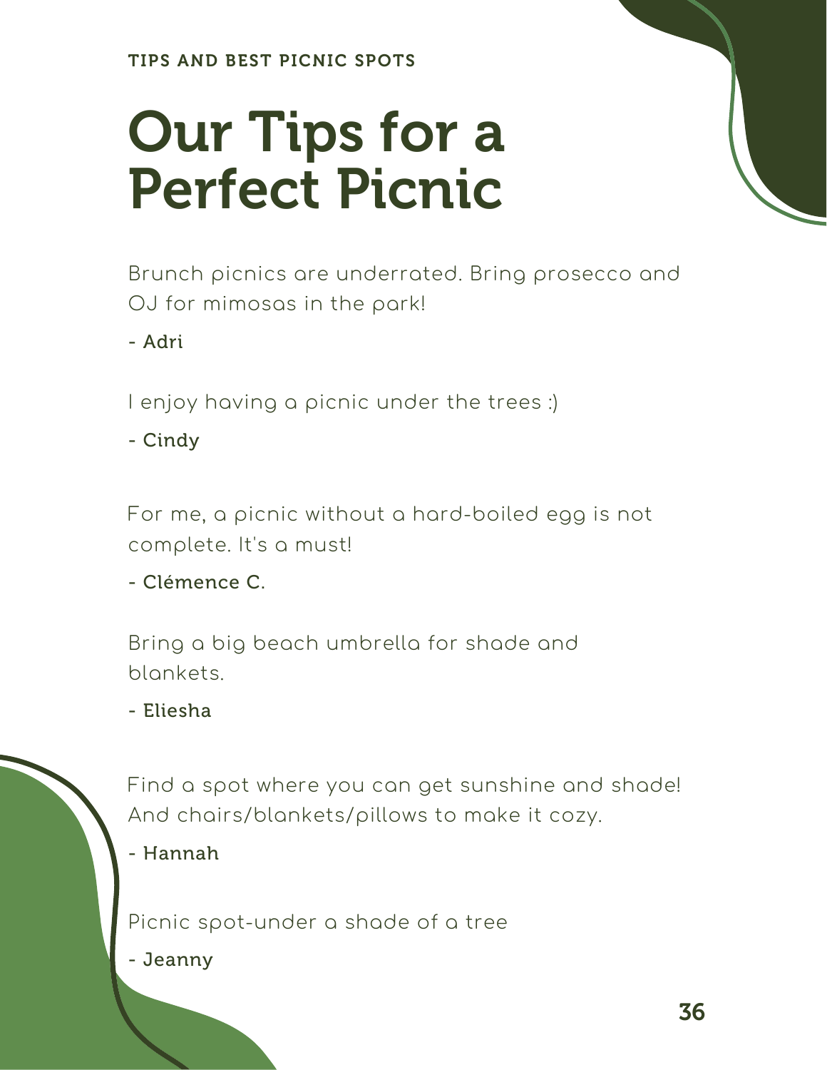TIPS AND BEST PICNIC SPOTS

# Our Tips for a Perfect Picnic

Brunch picnics are underrated. Bring prosecco and OJ for mimosas in the park!

**- Adri**

I enjoy having a picnic under the trees :)

**- Cindy**

For me, a picnic without a hard-boiled egg is not complete. It's a must!

**- Clémence C.**

Bring a big beach umbrella for shade and blankets.

**- Eliesha**

Find a spot where you can get sunshine and shade! And chairs/blankets/pillows to make it cozy.

**- Hannah**

Picnic spot-under a shade of a tree

**- Jeanny**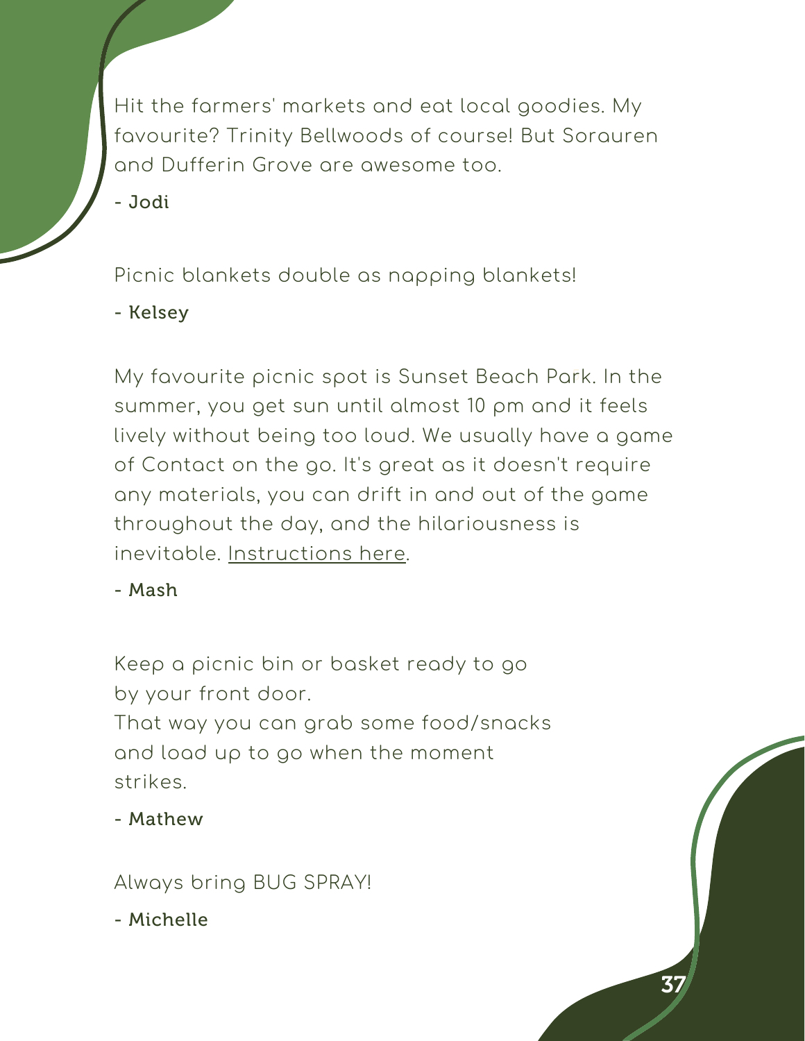Hit the farmers' markets and eat local goodies. My favourite? Trinity Bellwoods of course! But Sorauren and Dufferin Grove are awesome too.

**- Jodi**

Picnic blankets double as napping blankets!

**- Kelsey**

My favourite picnic spot is Sunset Beach Park. In the summer, you get sun until almost 10 pm and it feels lively without being too loud. We usually have a game of Contact on the go. It's great as it doesn't require any materials, you can drift in and out of the game throughout the day, and the hilariousness is inevitable. Instructions here.

**- Mash**

Keep a picnic bin or basket ready to go by your front door.
That way you can grab some food/snacks and load up to go when the moment strikes.

**- Mathew**

Always bring BUG SPRAY!

**- Michelle**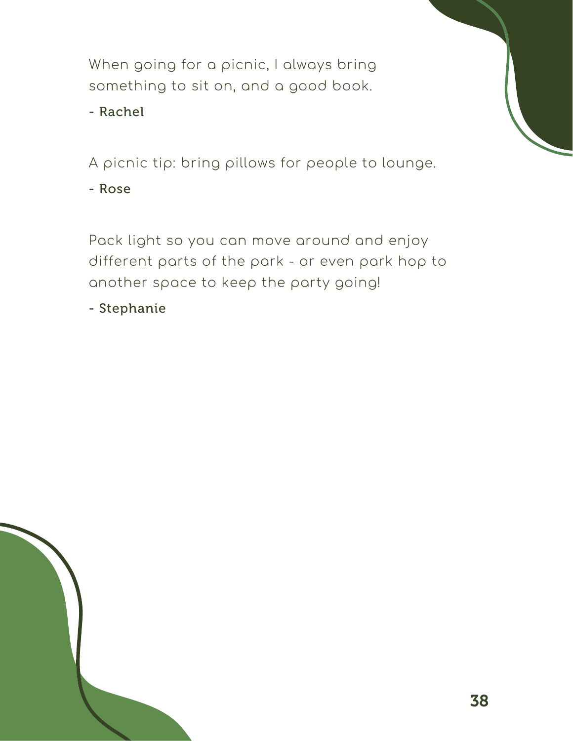When going for a picnic, I always bring something to sit on, and a good book.

**- Rachel**

A picnic tip: bring pillows for people to lounge.

**- Rose**

Pack light so you can move around and enjoy different parts of the park - or even park hop to another space to keep the party going!

**- Stephanie**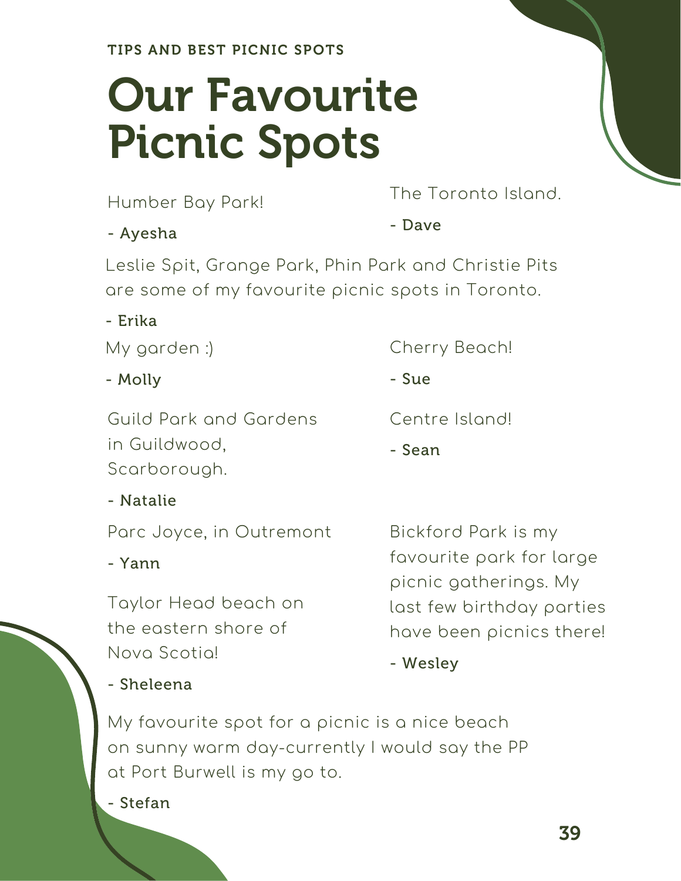**TIPS AND BEST PICNIC SPOTS**

# Our Favourite Picnic Spots

Humber Bay Park!

**- Ayesha**

The Toronto Island.

**- Dave**

Leslie Spit, Grange Park, Phin Park and Christie Pits are some of my favourite picnic spots in Toronto.

**- Erika**

My garden :)

**- Molly**

Cherry Beach!

**- Sue**

Guild Park and Gardens in Guildwood, Scarborough.

**- Natalie**

Centre Island!

**- Sean**

Parc Joyce, in Outremont

**- Yann**

Taylor Head beach on the eastern shore of Nova Scotia!

**- Sheleena**

Bickford Park is my favourite park for large picnic gatherings. My last few birthday parties have been picnics there!

**- Wesley**

My favourite spot for a picnic is a nice beach on sunny warm day-currently I would say the PP at Port Burwell is my go to.

**- Stefan**